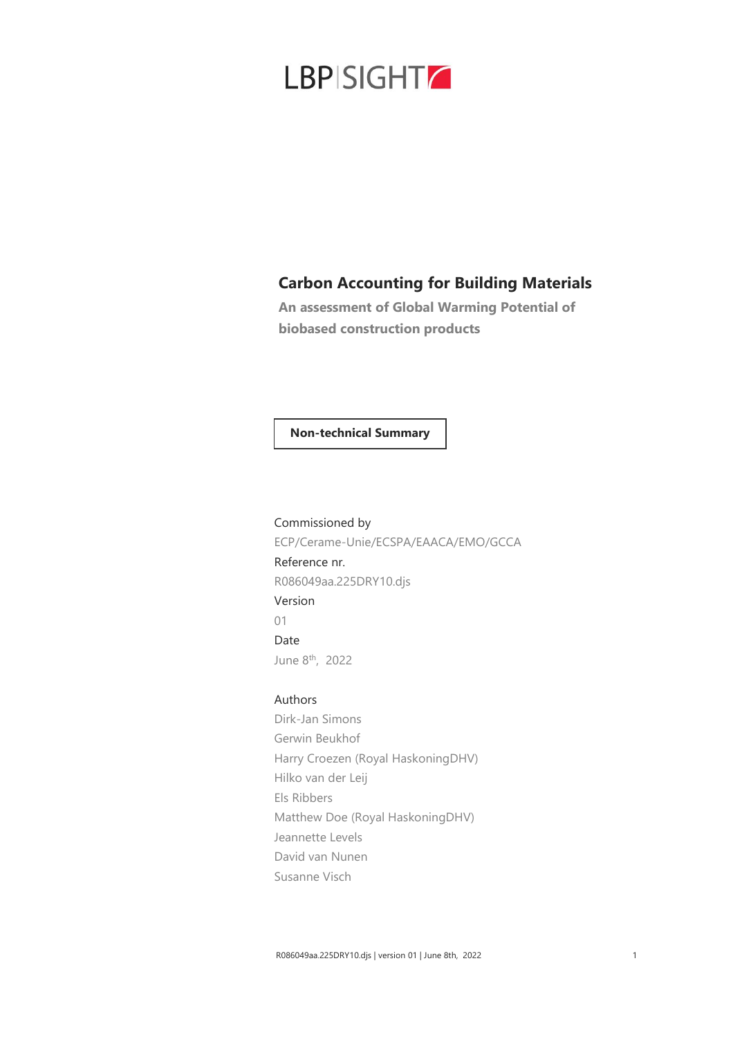LBP|SIGHT

# Carbon Accounting for Building Materials

**An assessment of Global Warming Potential of biobased construction products**

**Non-technical Summary**

Commissioned by

ECP/Cerame-Unie/ECSPA/EAACA/EMO/GCCA

Reference nr.

R086049aa.225DRY10.djs

Version

01

Date

June 8th, 2022

Authors

Dirk-Jan Simons

Gerwin Beukhof

Harry Croezen (Royal HaskoningDHV)

Hilko van der Leij

Els Ribbers

Matthew Doe (Royal HaskoningDHV)

Jeannette Levels

David van Nunen

Susanne Visch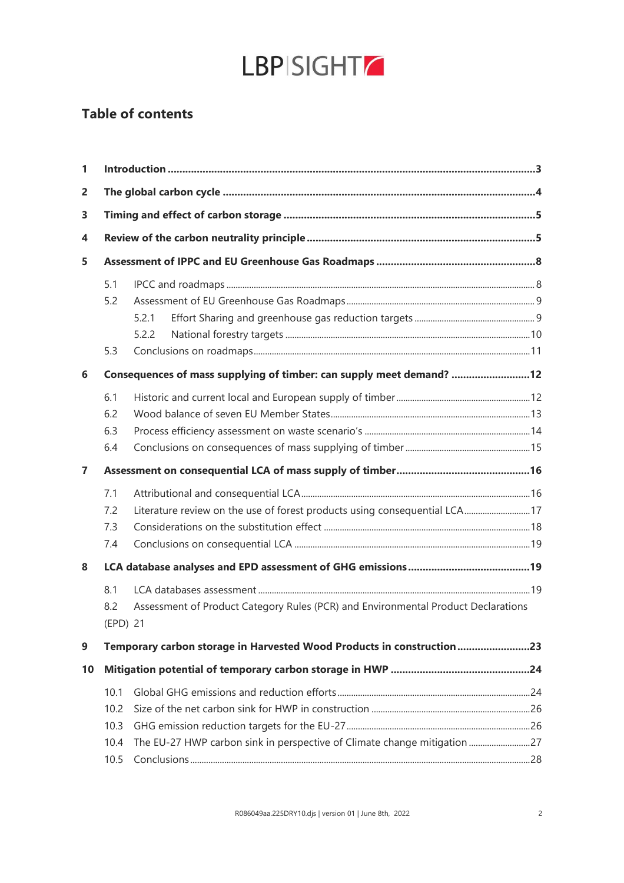## Table of contents

1 Introduction ............................................................................................................3
2 The global carbon cycle .........................................................................................4
3 Timing and effect of carbon storage ......................................................................5
4 Review of the carbon neutrality principle ..............................................................5
5 Assessment of IPPC and EU Greenhouse Gas Roadmaps ......................................8
  5.1 IPCC and roadmaps .......................................................................................8
  5.2 Assessment of EU Greenhouse Gas Roadmaps ................................................9
    5.2.1 Effort Sharing and greenhouse gas reduction targets ..................................9
    5.2.2 National forestry targets ..........................................................................10
  5.3 Conclusions on roadmaps ..............................................................................11
6 Consequences of mass supplying of timber: can supply meet demand? ..........................12
  6.1 Historic and current local and European supply of timber ..............................12
  6.2 Wood balance of seven EU Member States .....................................................13
  6.3 Process efficiency assessment on waste scenario's .........................................14
  6.4 Conclusions on consequences of mass supplying of timber ..............................15
7 Assessment on consequential LCA of mass supply of timber ....................................16
  7.1 Attributional and consequential LCA ..............................................................16
  7.2 Literature review on the use of forest products using consequential LCA ..........17
  7.3 Considerations on the substitution effect .......................................................18
  7.4 Conclusions on consequential LCA .................................................................19
8 LCA database analyses and EPD assessment of GHG emissions .................................19
  8.1 LCA databases assessment ............................................................................19
  8.2 Assessment of Product Category Rules (PCR) and Environmental Product Declarations (EPD) 21
9 Temporary carbon storage in Harvested Wood Products in construction .......................23
10 Mitigation potential of temporary carbon storage in HWP ........................................24
  10.1 Global GHG emissions and reduction efforts .................................................24
  10.2 Size of the net carbon sink for HWP in construction .......................................26
  10.3 GHG emission reduction targets for the EU-27 ...............................................26
  10.4 The EU-27 HWP carbon sink in perspective of Climate change mitigation ..........27
  10.5 Conclusions .................................................................................................28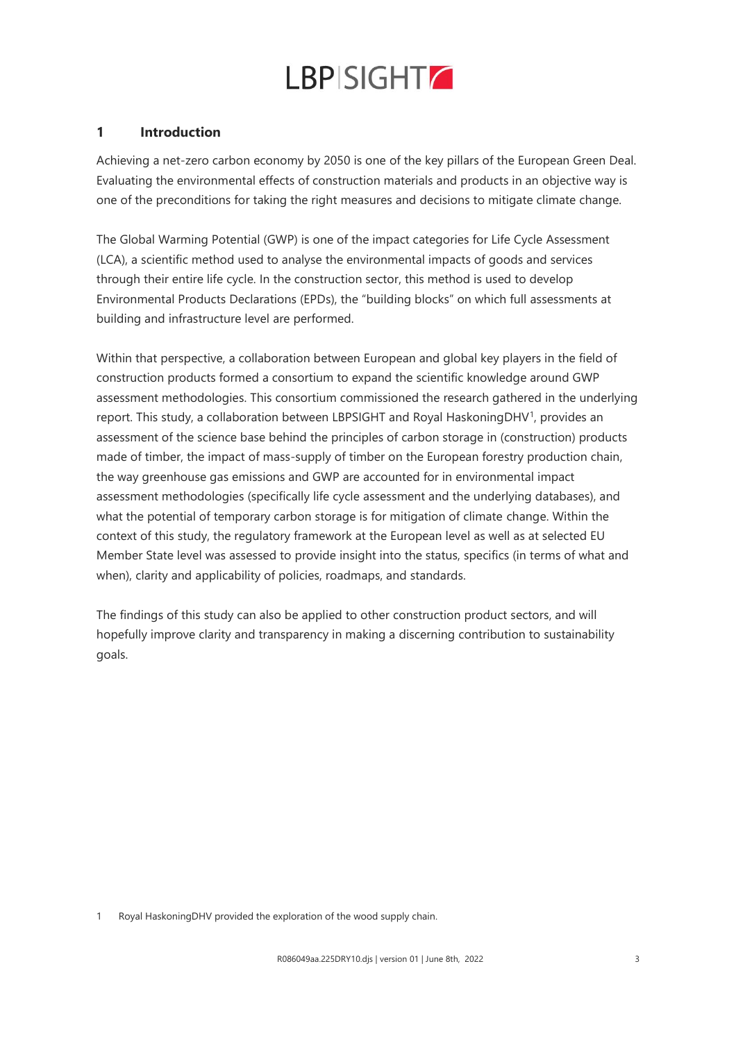# 1 Introduction

Achieving a net-zero carbon economy by 2050 is one of the key pillars of the European Green Deal. Evaluating the environmental effects of construction materials and products in an objective way is one of the preconditions for taking the right measures and decisions to mitigate climate change.

The Global Warming Potential (GWP) is one of the impact categories for Life Cycle Assessment (LCA), a scientific method used to analyse the environmental impacts of goods and services through their entire life cycle. In the construction sector, this method is used to develop Environmental Products Declarations (EPDs), the "building blocks" on which full assessments at building and infrastructure level are performed.

Within that perspective, a collaboration between European and global key players in the field of construction products formed a consortium to expand the scientific knowledge around GWP assessment methodologies. This consortium commissioned the research gathered in the underlying report. This study, a collaboration between LBPSIGHT and Royal HaskoningDHV[1], provides an assessment of the science base behind the principles of carbon storage in (construction) products made of timber, the impact of mass-supply of timber on the European forestry production chain, the way greenhouse gas emissions and GWP are accounted for in environmental impact assessment methodologies (specifically life cycle assessment and the underlying databases), and what the potential of temporary carbon storage is for mitigation of climate change. Within the context of this study, the regulatory framework at the European level as well as at selected EU Member State level was assessed to provide insight into the status, specifics (in terms of what and when), clarity and applicability of policies, roadmaps, and standards.

The findings of this study can also be applied to other construction product sectors, and will hopefully improve clarity and transparency in making a discerning contribution to sustainability goals.

[1] Royal HaskoningDHV provided the exploration of the wood supply chain.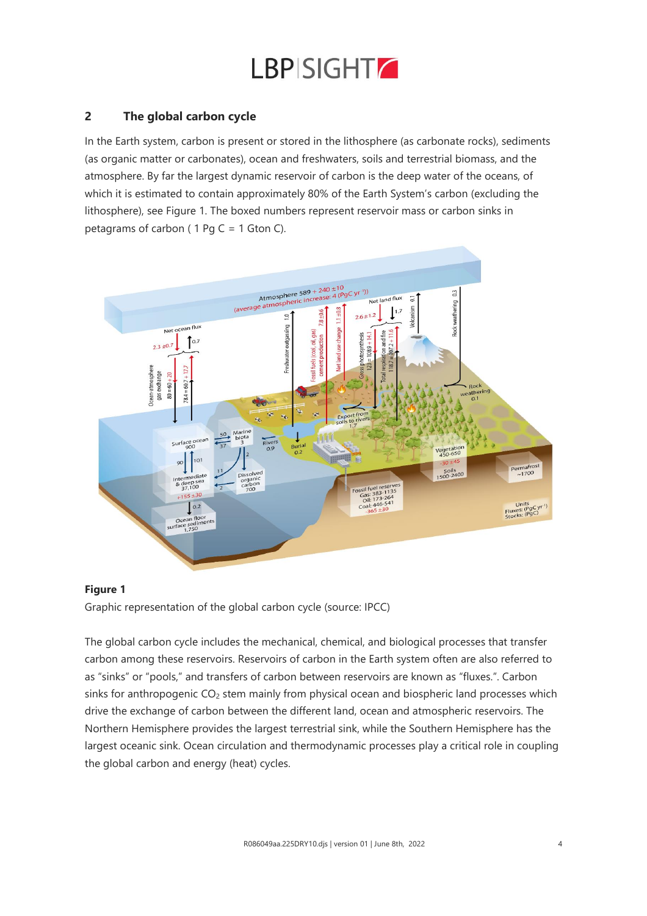## 2 The global carbon cycle

In the Earth system, carbon is present or stored in the lithosphere (as carbonate rocks), sediments (as organic matter or carbonates), ocean and freshwaters, soils and terrestrial biomass, and the atmosphere. By far the largest dynamic reservoir of carbon is the deep water of the oceans, of which it is estimated to contain approximately 80% of the Earth System's carbon (excluding the lithosphere), see Figure 1. The boxed numbers represent reservoir mass or carbon sinks in petagrams of carbon ( 1 Pg C = 1 Gton C).

**Figure 1**

Graphic representation of the global carbon cycle (source: IPCC)

The global carbon cycle includes the mechanical, chemical, and biological processes that transfer carbon among these reservoirs. Reservoirs of carbon in the Earth system often are also referred to as "sinks" or "pools," and transfers of carbon between reservoirs are known as "fluxes.". Carbon sinks for anthropogenic $CO_2$ stem mainly from physical ocean and biospheric land processes which drive the exchange of carbon between the different land, ocean and atmospheric reservoirs. The Northern Hemisphere provides the largest terrestrial sink, while the Southern Hemisphere has the largest oceanic sink. Ocean circulation and thermodynamic processes play a critical role in coupling the global carbon and energy (heat) cycles.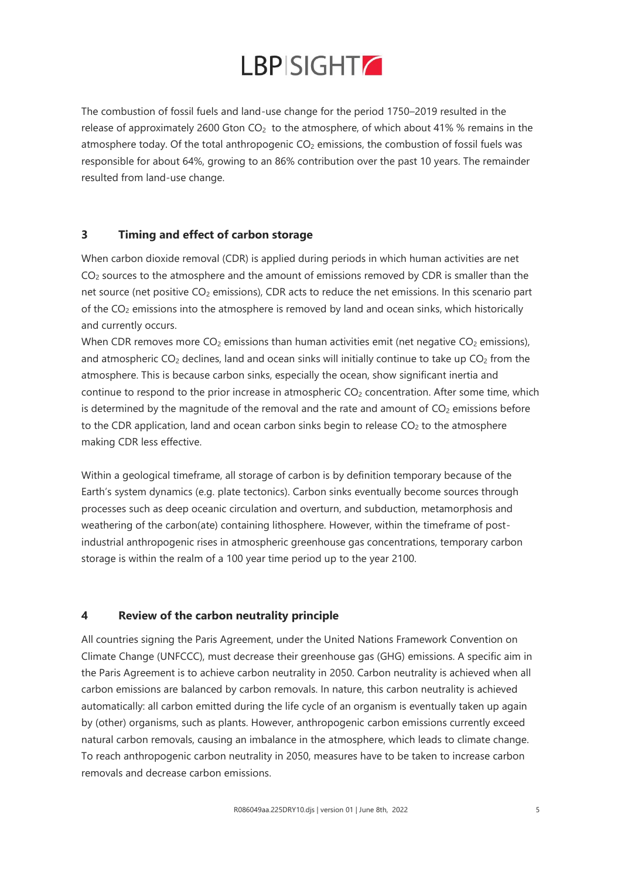The combustion of fossil fuels and land-use change for the period 1750–2019 resulted in the release of approximately 2600 Gton $CO_2$ to the atmosphere, of which about 41% % remains in the atmosphere today. Of the total anthropogenic $CO_2$ emissions, the combustion of fossil fuels was responsible for about 64%, growing to an 86% contribution over the past 10 years. The remainder resulted from land-use change.

## 3 Timing and effect of carbon storage

When carbon dioxide removal (CDR) is applied during periods in which human activities are net $CO_2$ sources to the atmosphere and the amount of emissions removed by CDR is smaller than the net source (net positive $CO_2$ emissions), CDR acts to reduce the net emissions. In this scenario part of the $CO_2$ emissions into the atmosphere is removed by land and ocean sinks, which historically and currently occurs.

When CDR removes more $CO_2$ emissions than human activities emit (net negative $CO_2$ emissions), and atmospheric $CO_2$ declines, land and ocean sinks will initially continue to take up $CO_2$ from the atmosphere. This is because carbon sinks, especially the ocean, show significant inertia and continue to respond to the prior increase in atmospheric $CO_2$ concentration. After some time, which is determined by the magnitude of the removal and the rate and amount of $CO_2$ emissions before to the CDR application, land and ocean carbon sinks begin to release $CO_2$ to the atmosphere making CDR less effective.

Within a geological timeframe, all storage of carbon is by definition temporary because of the Earth's system dynamics (e.g. plate tectonics). Carbon sinks eventually become sources through processes such as deep oceanic circulation and overturn, and subduction, metamorphosis and weathering of the carbon(ate) containing lithosphere. However, within the timeframe of post-industrial anthropogenic rises in atmospheric greenhouse gas concentrations, temporary carbon storage is within the realm of a 100 year time period up to the year 2100.

## 4 Review of the carbon neutrality principle

All countries signing the Paris Agreement, under the United Nations Framework Convention on Climate Change (UNFCCC), must decrease their greenhouse gas (GHG) emissions. A specific aim in the Paris Agreement is to achieve carbon neutrality in 2050. Carbon neutrality is achieved when all carbon emissions are balanced by carbon removals. In nature, this carbon neutrality is achieved automatically: all carbon emitted during the life cycle of an organism is eventually taken up again by (other) organisms, such as plants. However, anthropogenic carbon emissions currently exceed natural carbon removals, causing an imbalance in the atmosphere, which leads to climate change. To reach anthropogenic carbon neutrality in 2050, measures have to be taken to increase carbon removals and decrease carbon emissions.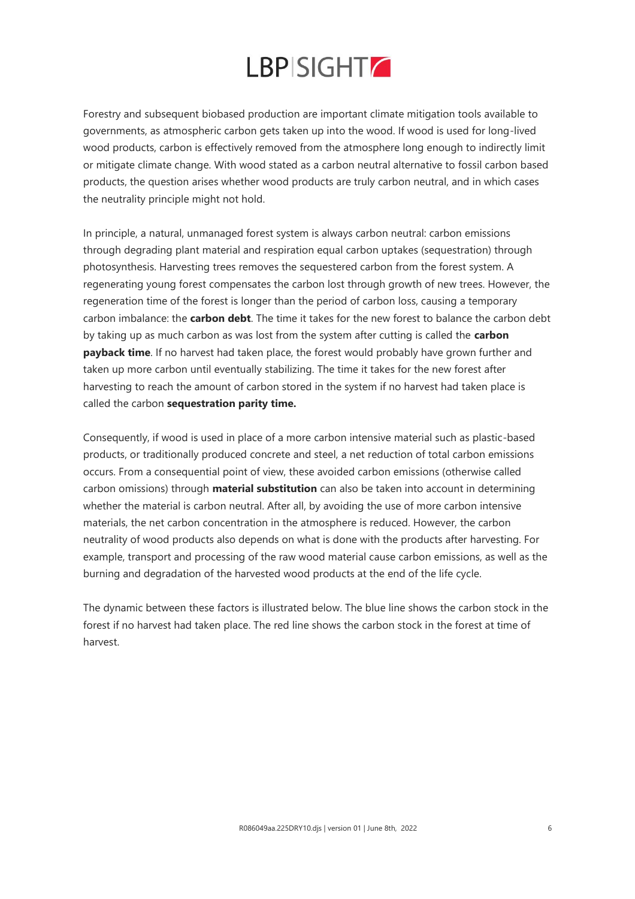Forestry and subsequent biobased production are important climate mitigation tools available to governments, as atmospheric carbon gets taken up into the wood. If wood is used for long-lived wood products, carbon is effectively removed from the atmosphere long enough to indirectly limit or mitigate climate change. With wood stated as a carbon neutral alternative to fossil carbon based products, the question arises whether wood products are truly carbon neutral, and in which cases the neutrality principle might not hold.

In principle, a natural, unmanaged forest system is always carbon neutral: carbon emissions through degrading plant material and respiration equal carbon uptakes (sequestration) through photosynthesis. Harvesting trees removes the sequestered carbon from the forest system. A regenerating young forest compensates the carbon lost through growth of new trees. However, the regeneration time of the forest is longer than the period of carbon loss, causing a temporary carbon imbalance: the **carbon debt**. The time it takes for the new forest to balance the carbon debt by taking up as much carbon as was lost from the system after cutting is called the **carbon payback time**. If no harvest had taken place, the forest would probably have grown further and taken up more carbon until eventually stabilizing. The time it takes for the new forest after harvesting to reach the amount of carbon stored in the system if no harvest had taken place is called the carbon **sequestration parity time.**

Consequently, if wood is used in place of a more carbon intensive material such as plastic-based products, or traditionally produced concrete and steel, a net reduction of total carbon emissions occurs. From a consequential point of view, these avoided carbon emissions (otherwise called carbon omissions) through **material substitution** can also be taken into account in determining whether the material is carbon neutral. After all, by avoiding the use of more carbon intensive materials, the net carbon concentration in the atmosphere is reduced. However, the carbon neutrality of wood products also depends on what is done with the products after harvesting. For example, transport and processing of the raw wood material cause carbon emissions, as well as the burning and degradation of the harvested wood products at the end of the life cycle.

The dynamic between these factors is illustrated below. The blue line shows the carbon stock in the forest if no harvest had taken place. The red line shows the carbon stock in the forest at time of harvest.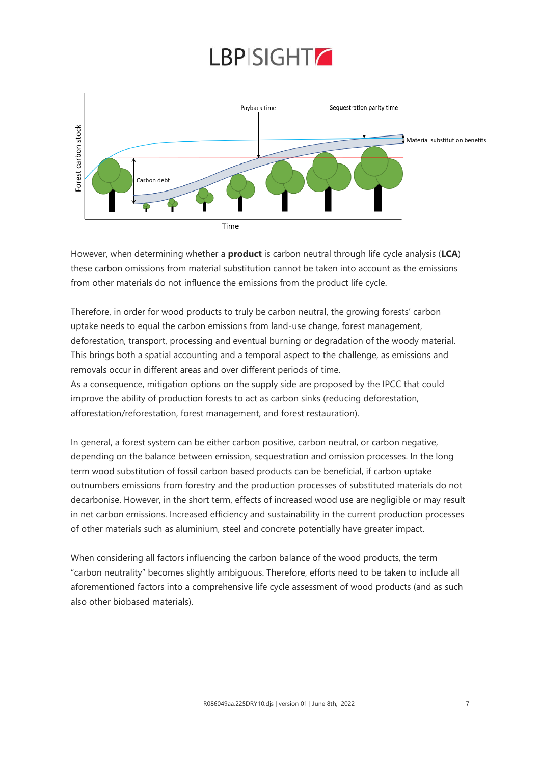However, when determining whether a **product** is carbon neutral through life cycle analysis (**LCA**) these carbon omissions from material substitution cannot be taken into account as the emissions from other materials do not influence the emissions from the product life cycle.

Therefore, in order for wood products to truly be carbon neutral, the growing forests' carbon uptake needs to equal the carbon emissions from land-use change, forest management, deforestation, transport, processing and eventual burning or degradation of the woody material. This brings both a spatial accounting and a temporal aspect to the challenge, as emissions and removals occur in different areas and over different periods of time.
As a consequence, mitigation options on the supply side are proposed by the IPCC that could improve the ability of production forests to act as carbon sinks (reducing deforestation, afforestation/reforestation, forest management, and forest restauration).

In general, a forest system can be either carbon positive, carbon neutral, or carbon negative, depending on the balance between emission, sequestration and omission processes. In the long term wood substitution of fossil carbon based products can be beneficial, if carbon uptake outnumbers emissions from forestry and the production processes of substituted materials do not decarbonise. However, in the short term, effects of increased wood use are negligible or may result in net carbon emissions. Increased efficiency and sustainability in the current production processes of other materials such as aluminium, steel and concrete potentially have greater impact.

When considering all factors influencing the carbon balance of the wood products, the term "carbon neutrality" becomes slightly ambiguous. Therefore, efforts need to be taken to include all aforementioned factors into a comprehensive life cycle assessment of wood products (and as such also other biobased materials).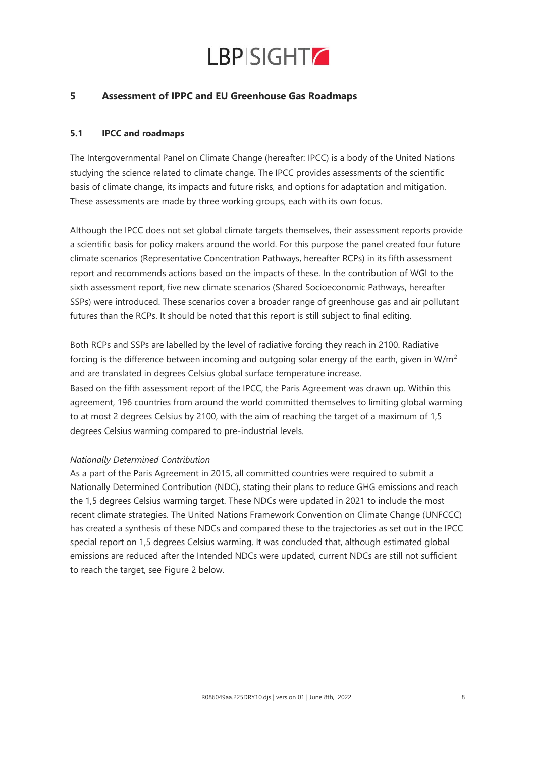## 5 Assessment of IPPC and EU Greenhouse Gas Roadmaps

### 5.1 IPCC and roadmaps

The Intergovernmental Panel on Climate Change (hereafter: IPCC) is a body of the United Nations studying the science related to climate change. The IPCC provides assessments of the scientific basis of climate change, its impacts and future risks, and options for adaptation and mitigation. These assessments are made by three working groups, each with its own focus.

Although the IPCC does not set global climate targets themselves, their assessment reports provide a scientific basis for policy makers around the world. For this purpose the panel created four future climate scenarios (Representative Concentration Pathways, hereafter RCPs) in its fifth assessment report and recommends actions based on the impacts of these. In the contribution of WGI to the sixth assessment report, five new climate scenarios (Shared Socioeconomic Pathways, hereafter SSPs) were introduced. These scenarios cover a broader range of greenhouse gas and air pollutant futures than the RCPs. It should be noted that this report is still subject to final editing.

Both RCPs and SSPs are labelled by the level of radiative forcing they reach in 2100. Radiative forcing is the difference between incoming and outgoing solar energy of the earth, given in $W/m^2$ and are translated in degrees Celsius global surface temperature increase.
Based on the fifth assessment report of the IPCC, the Paris Agreement was drawn up. Within this agreement, 196 countries from around the world committed themselves to limiting global warming to at most 2 degrees Celsius by 2100, with the aim of reaching the target of a maximum of 1,5 degrees Celsius warming compared to pre-industrial levels.

*Nationally Determined Contribution*
As a part of the Paris Agreement in 2015, all committed countries were required to submit a Nationally Determined Contribution (NDC), stating their plans to reduce GHG emissions and reach the 1,5 degrees Celsius warming target. These NDCs were updated in 2021 to include the most recent climate strategies. The United Nations Framework Convention on Climate Change (UNFCCC) has created a synthesis of these NDCs and compared these to the trajectories as set out in the IPCC special report on 1,5 degrees Celsius warming. It was concluded that, although estimated global emissions are reduced after the Intended NDCs were updated, current NDCs are still not sufficient to reach the target, see Figure 2 below.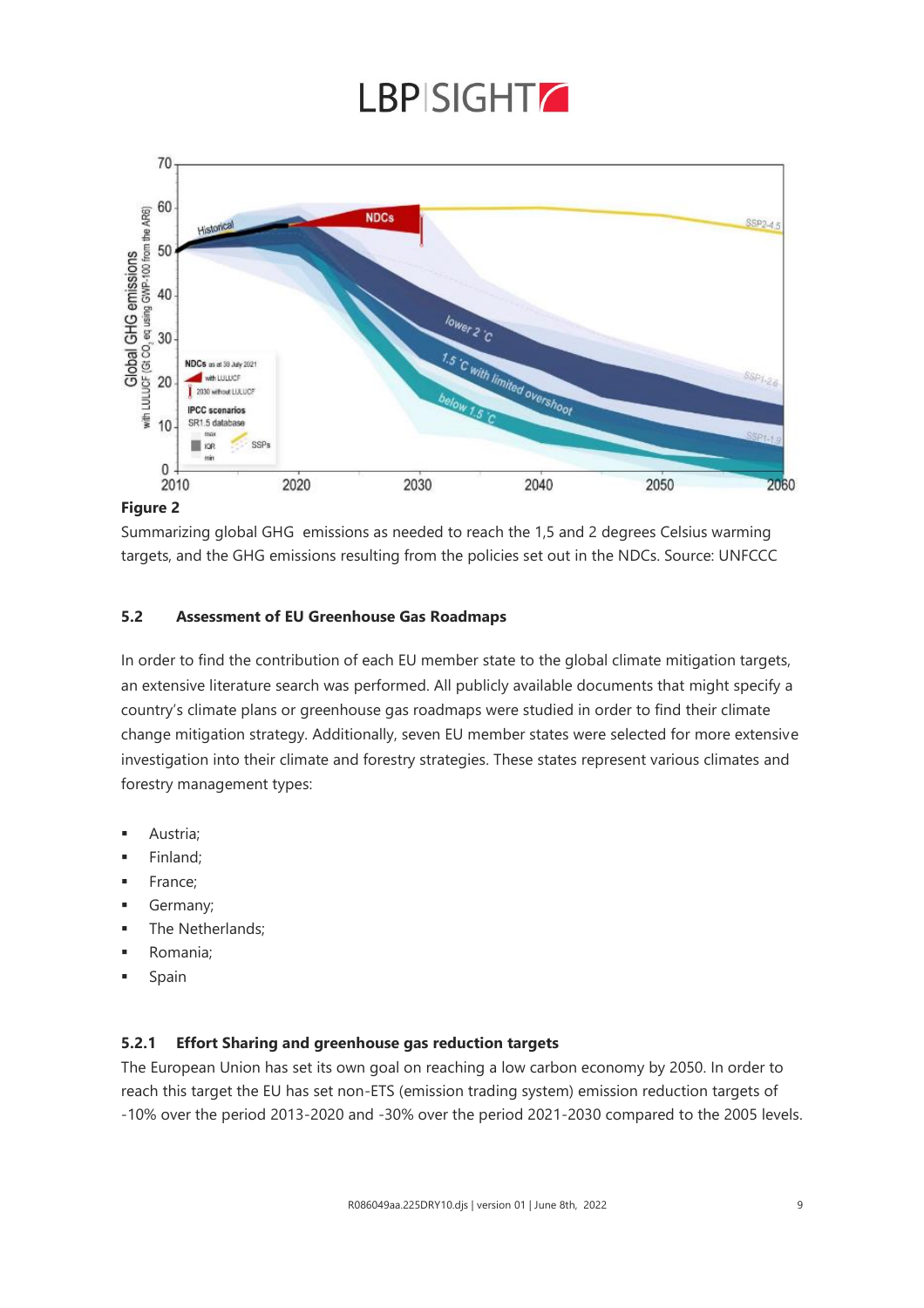**Figure 2**

Summarizing global GHG emissions as needed to reach the 1,5 and 2 degrees Celsius warming targets, and the GHG emissions resulting from the policies set out in the NDCs. Source: UNFCCC

### 5.2 Assessment of EU Greenhouse Gas Roadmaps

In order to find the contribution of each EU member state to the global climate mitigation targets, an extensive literature search was performed. All publicly available documents that might specify a country's climate plans or greenhouse gas roadmaps were studied in order to find their climate change mitigation strategy. Additionally, seven EU member states were selected for more extensive investigation into their climate and forestry strategies. These states represent various climates and forestry management types:

- Austria;
- Finland;
- France;
- Germany;
- The Netherlands;
- Romania;
- Spain

#### 5.2.1 Effort Sharing and greenhouse gas reduction targets

The European Union has set its own goal on reaching a low carbon economy by 2050. In order to reach this target the EU has set non-ETS (emission trading system) emission reduction targets of -10% over the period 2013-2020 and -30% over the period 2021-2030 compared to the 2005 levels.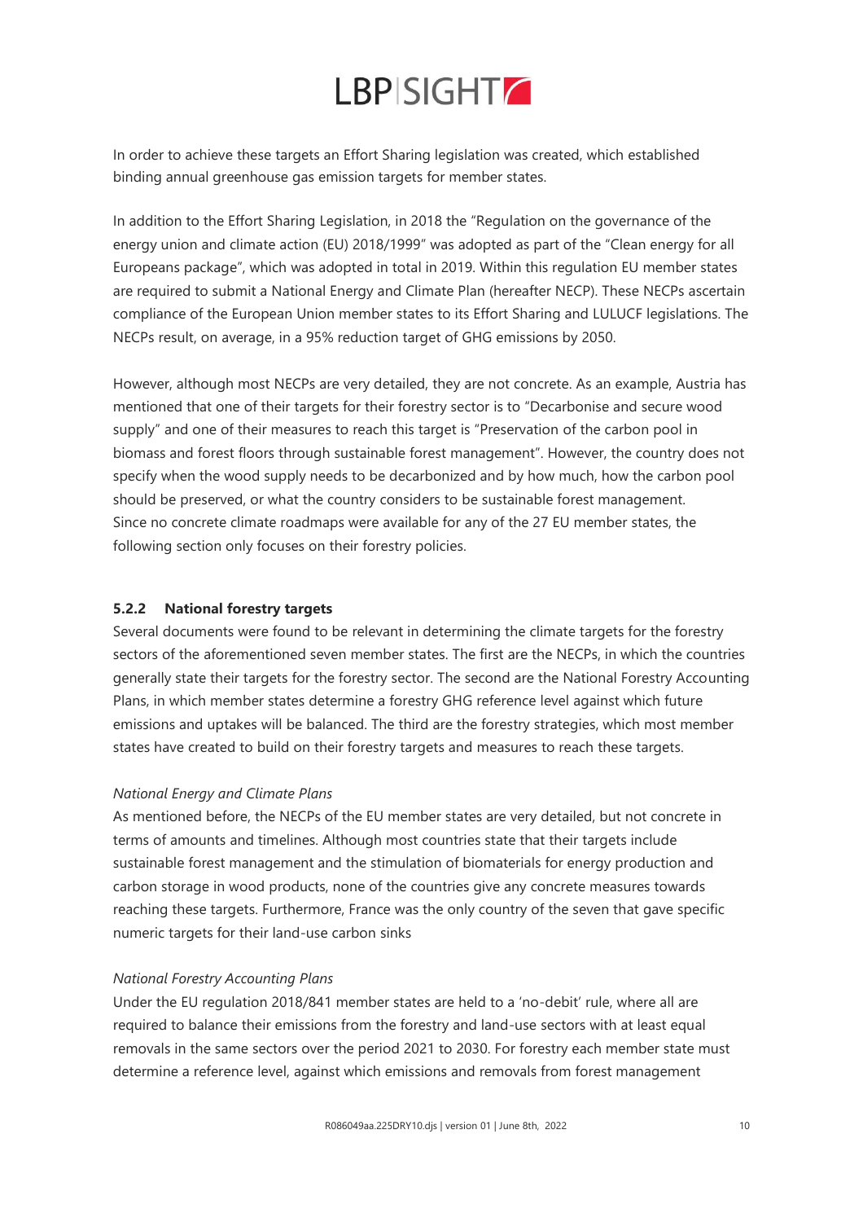In order to achieve these targets an Effort Sharing legislation was created, which established binding annual greenhouse gas emission targets for member states.

In addition to the Effort Sharing Legislation, in 2018 the "Regulation on the governance of the energy union and climate action (EU) 2018/1999" was adopted as part of the "Clean energy for all Europeans package", which was adopted in total in 2019. Within this regulation EU member states are required to submit a National Energy and Climate Plan (hereafter NECP). These NECPs ascertain compliance of the European Union member states to its Effort Sharing and LULUCF legislations. The NECPs result, on average, in a 95% reduction target of GHG emissions by 2050.

However, although most NECPs are very detailed, they are not concrete. As an example, Austria has mentioned that one of their targets for their forestry sector is to "Decarbonise and secure wood supply" and one of their measures to reach this target is "Preservation of the carbon pool in biomass and forest floors through sustainable forest management". However, the country does not specify when the wood supply needs to be decarbonized and by how much, how the carbon pool should be preserved, or what the country considers to be sustainable forest management. Since no concrete climate roadmaps were available for any of the 27 EU member states, the following section only focuses on their forestry policies.

### 5.2.2 National forestry targets

Several documents were found to be relevant in determining the climate targets for the forestry sectors of the aforementioned seven member states. The first are the NECPs, in which the countries generally state their targets for the forestry sector. The second are the National Forestry Accounting Plans, in which member states determine a forestry GHG reference level against which future emissions and uptakes will be balanced. The third are the forestry strategies, which most member states have created to build on their forestry targets and measures to reach these targets.

*National Energy and Climate Plans*

As mentioned before, the NECPs of the EU member states are very detailed, but not concrete in terms of amounts and timelines. Although most countries state that their targets include sustainable forest management and the stimulation of biomaterials for energy production and carbon storage in wood products, none of the countries give any concrete measures towards reaching these targets. Furthermore, France was the only country of the seven that gave specific numeric targets for their land-use carbon sinks

*National Forestry Accounting Plans*

Under the EU regulation 2018/841 member states are held to a 'no-debit' rule, where all are required to balance their emissions from the forestry and land-use sectors with at least equal removals in the same sectors over the period 2021 to 2030. For forestry each member state must determine a reference level, against which emissions and removals from forest management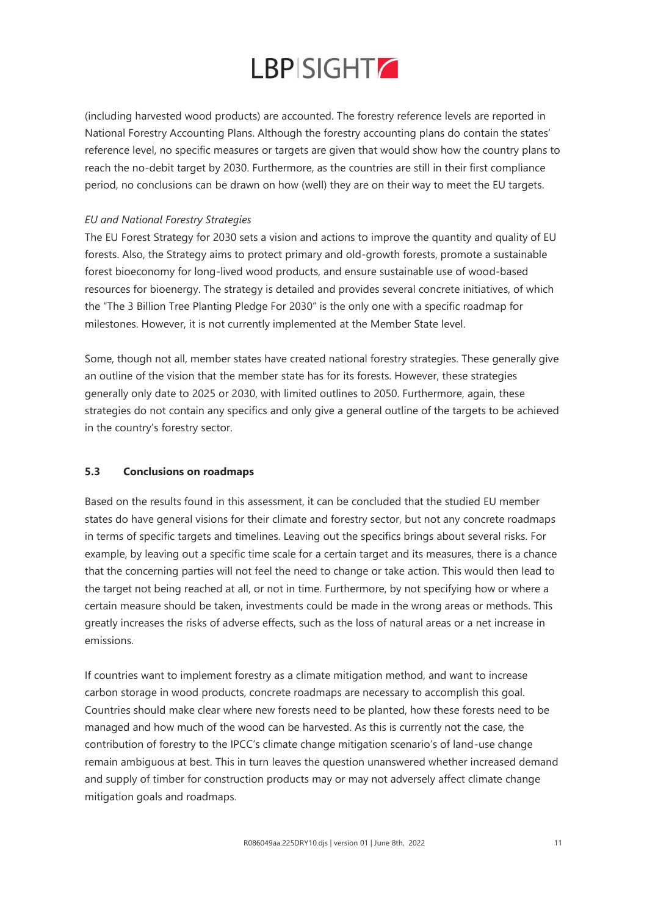(including harvested wood products) are accounted. The forestry reference levels are reported in National Forestry Accounting Plans. Although the forestry accounting plans do contain the states' reference level, no specific measures or targets are given that would show how the country plans to reach the no-debit target by 2030. Furthermore, as the countries are still in their first compliance period, no conclusions can be drawn on how (well) they are on their way to meet the EU targets.

*EU and National Forestry Strategies*

The EU Forest Strategy for 2030 sets a vision and actions to improve the quantity and quality of EU forests. Also, the Strategy aims to protect primary and old-growth forests, promote a sustainable forest bioeconomy for long-lived wood products, and ensure sustainable use of wood-based resources for bioenergy. The strategy is detailed and provides several concrete initiatives, of which the "The 3 Billion Tree Planting Pledge For 2030" is the only one with a specific roadmap for milestones. However, it is not currently implemented at the Member State level.

Some, though not all, member states have created national forestry strategies. These generally give an outline of the vision that the member state has for its forests. However, these strategies generally only date to 2025 or 2030, with limited outlines to 2050. Furthermore, again, these strategies do not contain any specifics and only give a general outline of the targets to be achieved in the country's forestry sector.

### 5.3 Conclusions on roadmaps

Based on the results found in this assessment, it can be concluded that the studied EU member states do have general visions for their climate and forestry sector, but not any concrete roadmaps in terms of specific targets and timelines. Leaving out the specifics brings about several risks. For example, by leaving out a specific time scale for a certain target and its measures, there is a chance that the concerning parties will not feel the need to change or take action. This would then lead to the target not being reached at all, or not in time. Furthermore, by not specifying how or where a certain measure should be taken, investments could be made in the wrong areas or methods. This greatly increases the risks of adverse effects, such as the loss of natural areas or a net increase in emissions.

If countries want to implement forestry as a climate mitigation method, and want to increase carbon storage in wood products, concrete roadmaps are necessary to accomplish this goal. Countries should make clear where new forests need to be planted, how these forests need to be managed and how much of the wood can be harvested. As this is currently not the case, the contribution of forestry to the IPCC's climate change mitigation scenario's of land-use change remain ambiguous at best. This in turn leaves the question unanswered whether increased demand and supply of timber for construction products may or may not adversely affect climate change mitigation goals and roadmaps.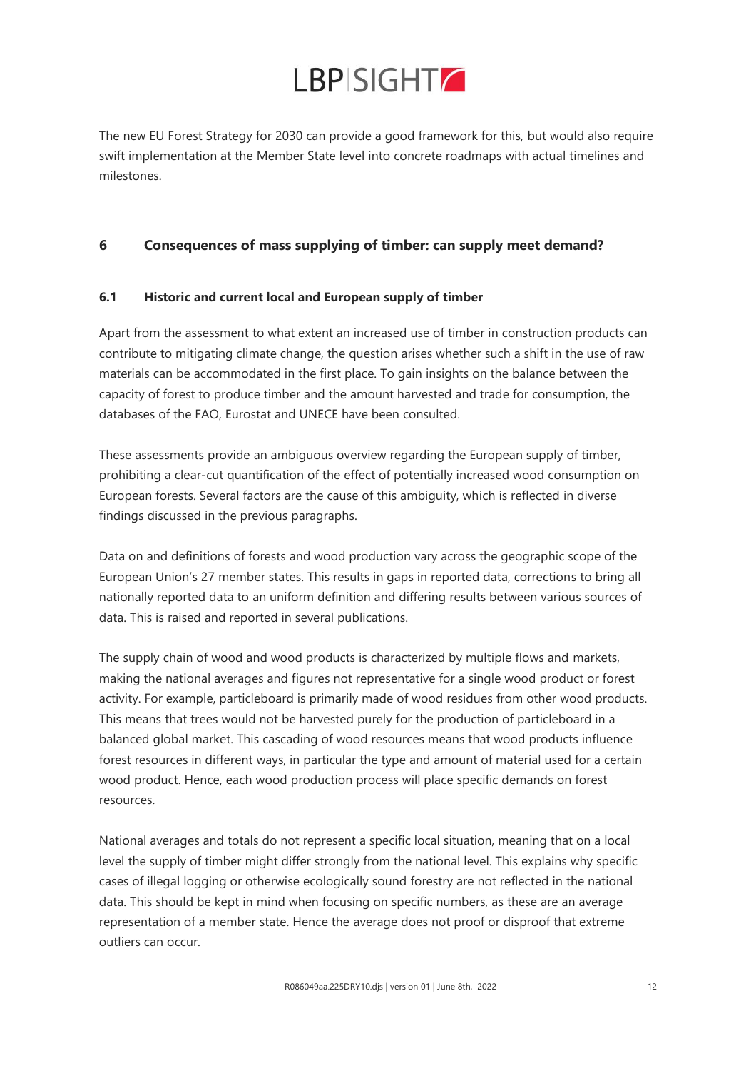The new EU Forest Strategy for 2030 can provide a good framework for this, but would also require swift implementation at the Member State level into concrete roadmaps with actual timelines and milestones.

## 6 Consequences of mass supplying of timber: can supply meet demand?

### 6.1 Historic and current local and European supply of timber

Apart from the assessment to what extent an increased use of timber in construction products can contribute to mitigating climate change, the question arises whether such a shift in the use of raw materials can be accommodated in the first place. To gain insights on the balance between the capacity of forest to produce timber and the amount harvested and trade for consumption, the databases of the FAO, Eurostat and UNECE have been consulted.

These assessments provide an ambiguous overview regarding the European supply of timber, prohibiting a clear-cut quantification of the effect of potentially increased wood consumption on European forests. Several factors are the cause of this ambiguity, which is reflected in diverse findings discussed in the previous paragraphs.

Data on and definitions of forests and wood production vary across the geographic scope of the European Union's 27 member states. This results in gaps in reported data, corrections to bring all nationally reported data to an uniform definition and differing results between various sources of data. This is raised and reported in several publications.

The supply chain of wood and wood products is characterized by multiple flows and markets, making the national averages and figures not representative for a single wood product or forest activity. For example, particleboard is primarily made of wood residues from other wood products. This means that trees would not be harvested purely for the production of particleboard in a balanced global market. This cascading of wood resources means that wood products influence forest resources in different ways, in particular the type and amount of material used for a certain wood product. Hence, each wood production process will place specific demands on forest resources.

National averages and totals do not represent a specific local situation, meaning that on a local level the supply of timber might differ strongly from the national level. This explains why specific cases of illegal logging or otherwise ecologically sound forestry are not reflected in the national data. This should be kept in mind when focusing on specific numbers, as these are an average representation of a member state. Hence the average does not proof or disproof that extreme outliers can occur.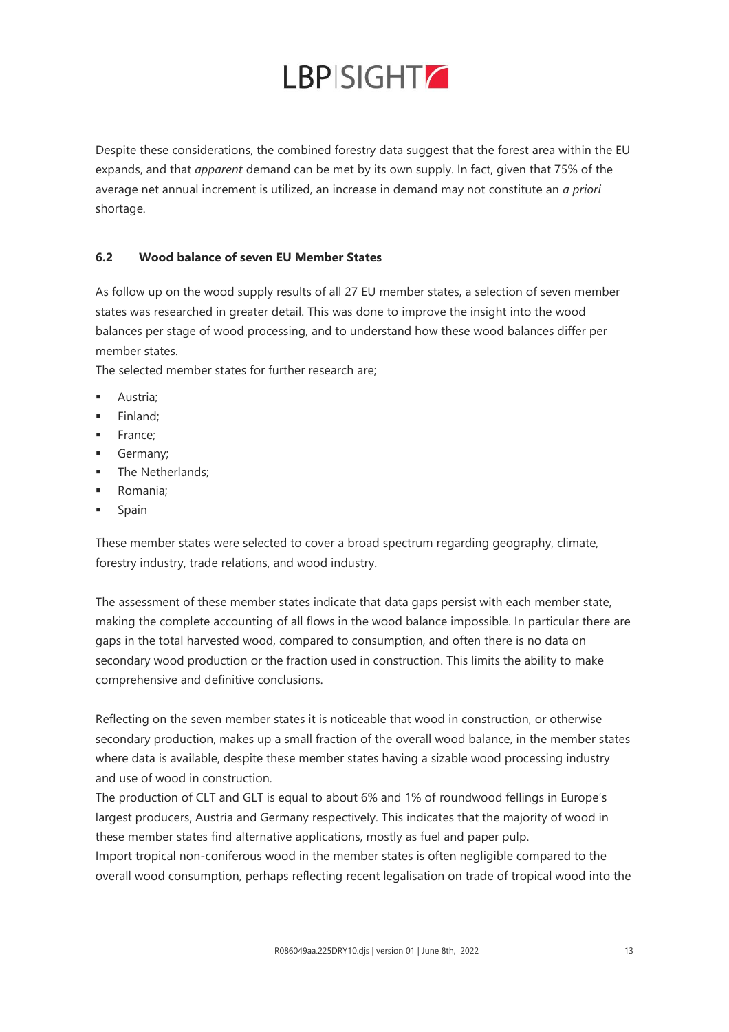Despite these considerations, the combined forestry data suggest that the forest area within the EU expands, and that *apparent* demand can be met by its own supply. In fact, given that 75% of the average net annual increment is utilized, an increase in demand may not constitute an *a priori* shortage.

### 6.2 Wood balance of seven EU Member States

As follow up on the wood supply results of all 27 EU member states, a selection of seven member states was researched in greater detail. This was done to improve the insight into the wood balances per stage of wood processing, and to understand how these wood balances differ per member states.

The selected member states for further research are;

- Austria;
- Finland;
- France;
- Germany;
- The Netherlands;
- Romania;
- Spain

These member states were selected to cover a broad spectrum regarding geography, climate, forestry industry, trade relations, and wood industry.

The assessment of these member states indicate that data gaps persist with each member state, making the complete accounting of all flows in the wood balance impossible. In particular there are gaps in the total harvested wood, compared to consumption, and often there is no data on secondary wood production or the fraction used in construction. This limits the ability to make comprehensive and definitive conclusions.

Reflecting on the seven member states it is noticeable that wood in construction, or otherwise secondary production, makes up a small fraction of the overall wood balance, in the member states where data is available, despite these member states having a sizable wood processing industry and use of wood in construction.
The production of CLT and GLT is equal to about 6% and 1% of roundwood fellings in Europe's largest producers, Austria and Germany respectively. This indicates that the majority of wood in these member states find alternative applications, mostly as fuel and paper pulp.
Import tropical non-coniferous wood in the member states is often negligible compared to the overall wood consumption, perhaps reflecting recent legalisation on trade of tropical wood into the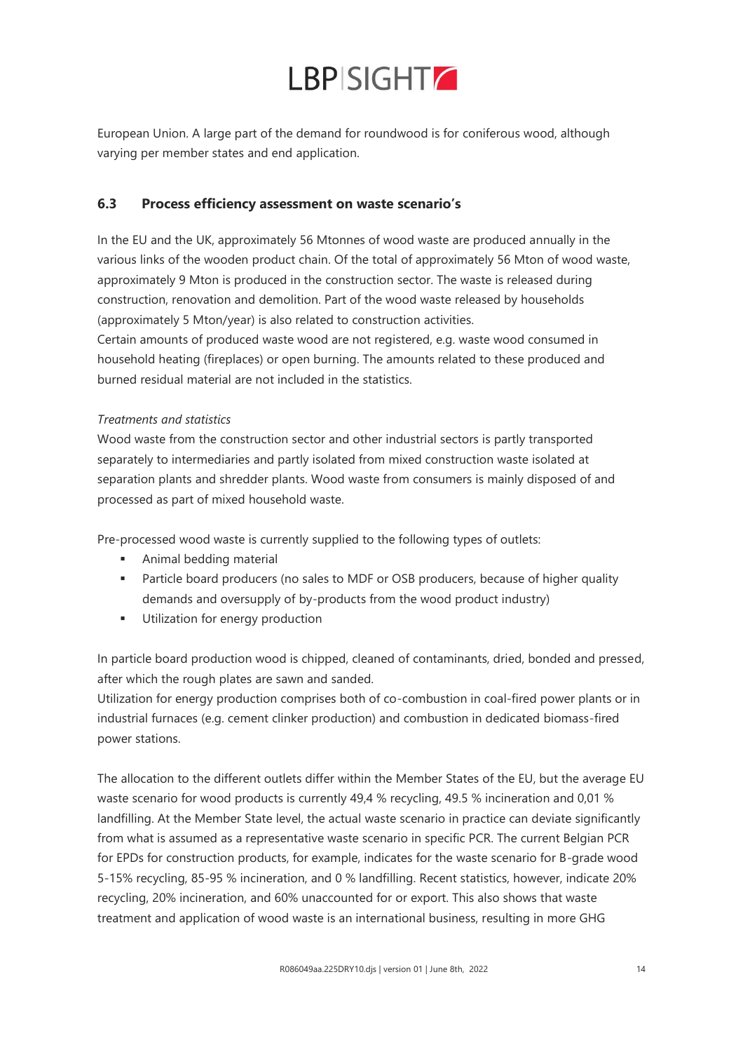European Union. A large part of the demand for roundwood is for coniferous wood, although varying per member states and end application.

### 6.3 Process efficiency assessment on waste scenario's

In the EU and the UK, approximately 56 Mtonnes of wood waste are produced annually in the various links of the wooden product chain. Of the total of approximately 56 Mton of wood waste, approximately 9 Mton is produced in the construction sector. The waste is released during construction, renovation and demolition. Part of the wood waste released by households (approximately 5 Mton/year) is also related to construction activities.
Certain amounts of produced waste wood are not registered, e.g. waste wood consumed in household heating (fireplaces) or open burning. The amounts related to these produced and burned residual material are not included in the statistics.

*Treatments and statistics*
Wood waste from the construction sector and other industrial sectors is partly transported separately to intermediaries and partly isolated from mixed construction waste isolated at separation plants and shredder plants. Wood waste from consumers is mainly disposed of and processed as part of mixed household waste.

Pre-processed wood waste is currently supplied to the following types of outlets:

- Animal bedding material
- Particle board producers (no sales to MDF or OSB producers, because of higher quality demands and oversupply of by-products from the wood product industry)
- Utilization for energy production

In particle board production wood is chipped, cleaned of contaminants, dried, bonded and pressed, after which the rough plates are sawn and sanded.
Utilization for energy production comprises both of co-combustion in coal-fired power plants or in industrial furnaces (e.g. cement clinker production) and combustion in dedicated biomass-fired power stations.

The allocation to the different outlets differ within the Member States of the EU, but the average EU waste scenario for wood products is currently 49,4 % recycling, 49.5 % incineration and 0,01 % landfilling. At the Member State level, the actual waste scenario in practice can deviate significantly from what is assumed as a representative waste scenario in specific PCR. The current Belgian PCR for EPDs for construction products, for example, indicates for the waste scenario for B-grade wood 5-15% recycling, 85-95 % incineration, and 0 % landfilling. Recent statistics, however, indicate 20% recycling, 20% incineration, and 60% unaccounted for or export. This also shows that waste treatment and application of wood waste is an international business, resulting in more GHG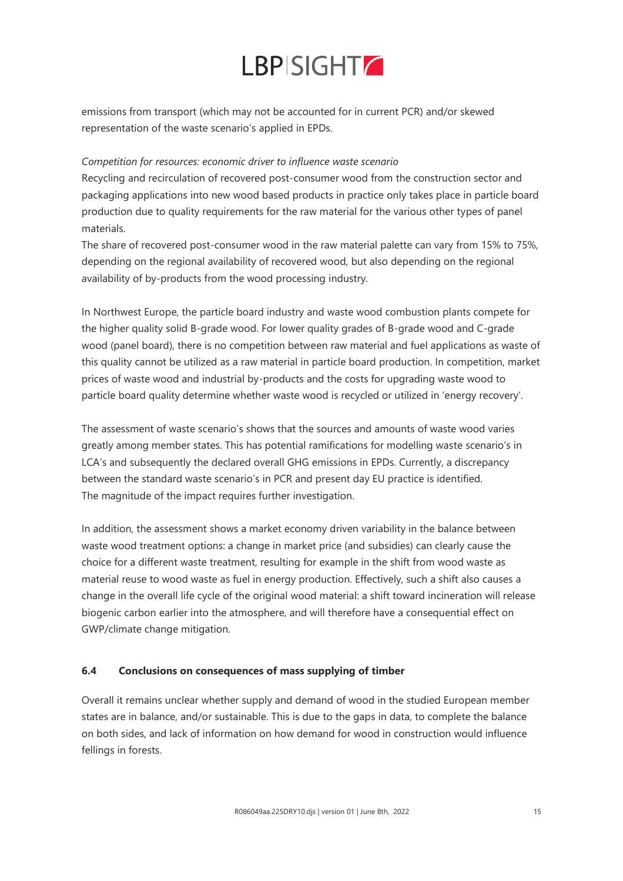emissions from transport (which may not be accounted for in current PCR) and/or skewed representation of the waste scenario's applied in EPDs.

*Competition for resources: economic driver to influence waste scenario*

Recycling and recirculation of recovered post-consumer wood from the construction sector and packaging applications into new wood based products in practice only takes place in particle board production due to quality requirements for the raw material for the various other types of panel materials.

The share of recovered post-consumer wood in the raw material palette can vary from 15% to 75%, depending on the regional availability of recovered wood, but also depending on the regional availability of by-products from the wood processing industry.

In Northwest Europe, the particle board industry and waste wood combustion plants compete for the higher quality solid B-grade wood. For lower quality grades of B-grade wood and C-grade wood (panel board), there is no competition between raw material and fuel applications as waste of this quality cannot be utilized as a raw material in particle board production. In competition, market prices of waste wood and industrial by-products and the costs for upgrading waste wood to particle board quality determine whether waste wood is recycled or utilized in 'energy recovery'.

The assessment of waste scenario's shows that the sources and amounts of waste wood varies greatly among member states. This has potential ramifications for modelling waste scenario's in LCA's and subsequently the declared overall GHG emissions in EPDs. Currently, a discrepancy between the standard waste scenario's in PCR and present day EU practice is identified. The magnitude of the impact requires further investigation.

In addition, the assessment shows a market economy driven variability in the balance between waste wood treatment options: a change in market price (and subsidies) can clearly cause the choice for a different waste treatment, resulting for example in the shift from wood waste as material reuse to wood waste as fuel in energy production. Effectively, such a shift also causes a change in the overall life cycle of the original wood material: a shift toward incineration will release biogenic carbon earlier into the atmosphere, and will therefore have a consequential effect on GWP/climate change mitigation.

### 6.4 Conclusions on consequences of mass supplying of timber

Overall it remains unclear whether supply and demand of wood in the studied European member states are in balance, and/or sustainable. This is due to the gaps in data, to complete the balance on both sides, and lack of information on how demand for wood in construction would influence fellings in forests.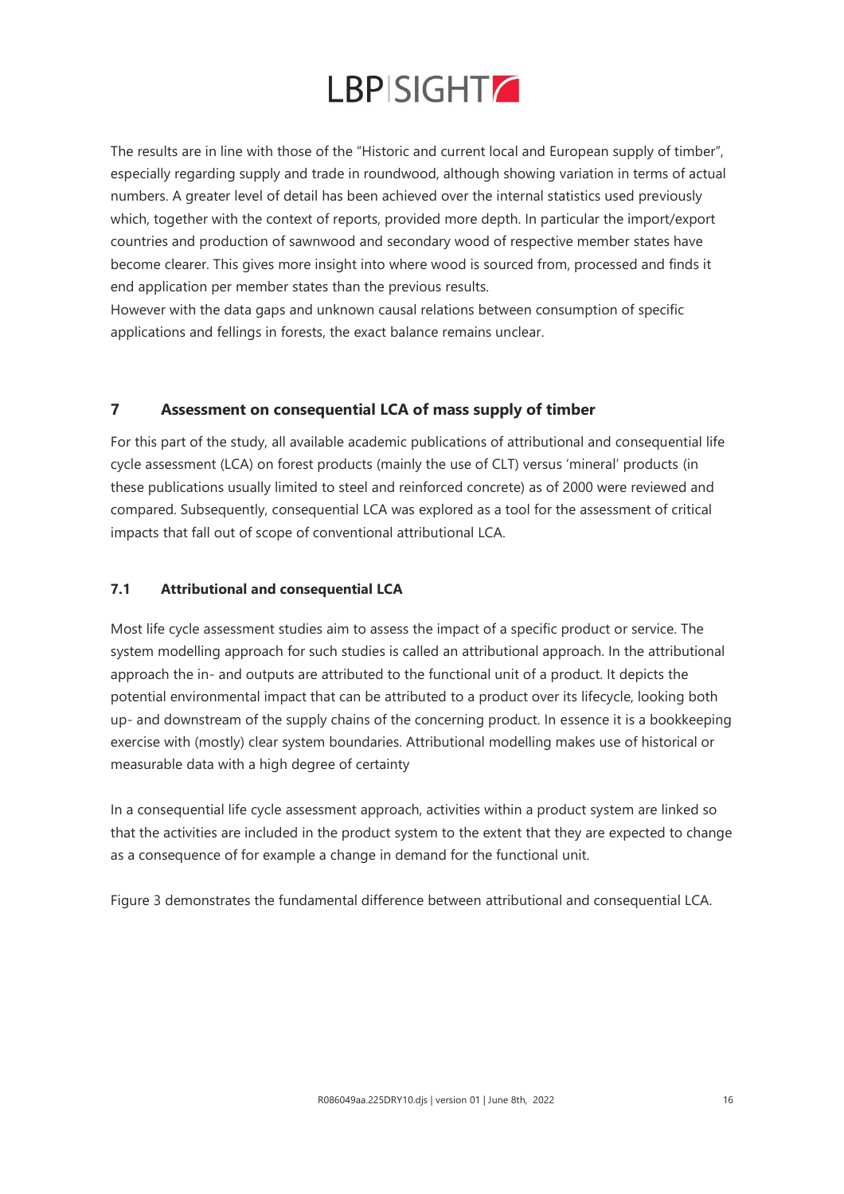The results are in line with those of the "Historic and current local and European supply of timber", especially regarding supply and trade in roundwood, although showing variation in terms of actual numbers. A greater level of detail has been achieved over the internal statistics used previously which, together with the context of reports, provided more depth. In particular the import/export countries and production of sawnwood and secondary wood of respective member states have become clearer. This gives more insight into where wood is sourced from, processed and finds it end application per member states than the previous results.
However with the data gaps and unknown causal relations between consumption of specific applications and fellings in forests, the exact balance remains unclear.

## 7 Assessment on consequential LCA of mass supply of timber

For this part of the study, all available academic publications of attributional and consequential life cycle assessment (LCA) on forest products (mainly the use of CLT) versus 'mineral' products (in these publications usually limited to steel and reinforced concrete) as of 2000 were reviewed and compared. Subsequently, consequential LCA was explored as a tool for the assessment of critical impacts that fall out of scope of conventional attributional LCA.

### 7.1 Attributional and consequential LCA

Most life cycle assessment studies aim to assess the impact of a specific product or service. The system modelling approach for such studies is called an attributional approach. In the attributional approach the in- and outputs are attributed to the functional unit of a product. It depicts the potential environmental impact that can be attributed to a product over its lifecycle, looking both up- and downstream of the supply chains of the concerning product. In essence it is a bookkeeping exercise with (mostly) clear system boundaries. Attributional modelling makes use of historical or measurable data with a high degree of certainty

In a consequential life cycle assessment approach, activities within a product system are linked so that the activities are included in the product system to the extent that they are expected to change as a consequence of for example a change in demand for the functional unit.

Figure 3 demonstrates the fundamental difference between attributional and consequential LCA.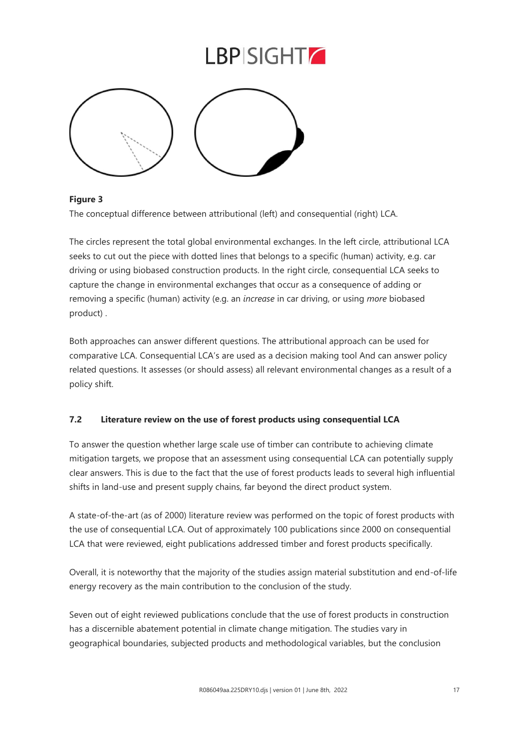**Figure 3**

The conceptual difference between attributional (left) and consequential (right) LCA.

The circles represent the total global environmental exchanges. In the left circle, attributional LCA seeks to cut out the piece with dotted lines that belongs to a specific (human) activity, e.g. car driving or using biobased construction products. In the right circle, consequential LCA seeks to capture the change in environmental exchanges that occur as a consequence of adding or removing a specific (human) activity (e.g. an *increase* in car driving, or using *more* biobased product) .

Both approaches can answer different questions. The attributional approach can be used for comparative LCA. Consequential LCA's are used as a decision making tool And can answer policy related questions. It assesses (or should assess) all relevant environmental changes as a result of a policy shift.

### 7.2 Literature review on the use of forest products using consequential LCA

To answer the question whether large scale use of timber can contribute to achieving climate mitigation targets, we propose that an assessment using consequential LCA can potentially supply clear answers. This is due to the fact that the use of forest products leads to several high influential shifts in land-use and present supply chains, far beyond the direct product system.

A state-of-the-art (as of 2000) literature review was performed on the topic of forest products with the use of consequential LCA. Out of approximately 100 publications since 2000 on consequential LCA that were reviewed, eight publications addressed timber and forest products specifically.

Overall, it is noteworthy that the majority of the studies assign material substitution and end-of-life energy recovery as the main contribution to the conclusion of the study.

Seven out of eight reviewed publications conclude that the use of forest products in construction has a discernible abatement potential in climate change mitigation. The studies vary in geographical boundaries, subjected products and methodological variables, but the conclusion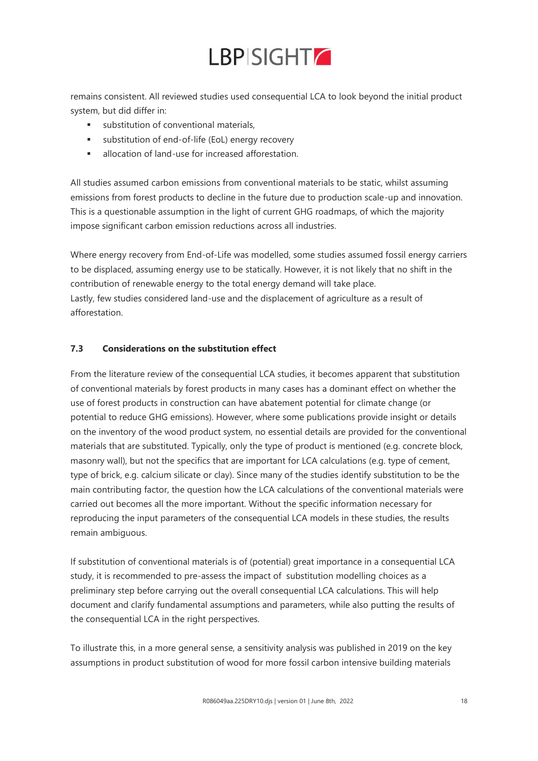remains consistent. All reviewed studies used consequential LCA to look beyond the initial product system, but did differ in:

- substitution of conventional materials,
- substitution of end-of-life (EoL) energy recovery
- allocation of land-use for increased afforestation.

All studies assumed carbon emissions from conventional materials to be static, whilst assuming emissions from forest products to decline in the future due to production scale-up and innovation. This is a questionable assumption in the light of current GHG roadmaps, of which the majority impose significant carbon emission reductions across all industries.

Where energy recovery from End-of-Life was modelled, some studies assumed fossil energy carriers to be displaced, assuming energy use to be statically. However, it is not likely that no shift in the contribution of renewable energy to the total energy demand will take place.
Lastly, few studies considered land-use and the displacement of agriculture as a result of afforestation.

### 7.3 Considerations on the substitution effect

From the literature review of the consequential LCA studies, it becomes apparent that substitution of conventional materials by forest products in many cases has a dominant effect on whether the use of forest products in construction can have abatement potential for climate change (or potential to reduce GHG emissions). However, where some publications provide insight or details on the inventory of the wood product system, no essential details are provided for the conventional materials that are substituted. Typically, only the type of product is mentioned (e.g. concrete block, masonry wall), but not the specifics that are important for LCA calculations (e.g. type of cement, type of brick, e.g. calcium silicate or clay). Since many of the studies identify substitution to be the main contributing factor, the question how the LCA calculations of the conventional materials were carried out becomes all the more important. Without the specific information necessary for reproducing the input parameters of the consequential LCA models in these studies, the results remain ambiguous.

If substitution of conventional materials is of (potential) great importance in a consequential LCA study, it is recommended to pre-assess the impact of substitution modelling choices as a preliminary step before carrying out the overall consequential LCA calculations. This will help document and clarify fundamental assumptions and parameters, while also putting the results of the consequential LCA in the right perspectives.

To illustrate this, in a more general sense, a sensitivity analysis was published in 2019 on the key assumptions in product substitution of wood for more fossil carbon intensive building materials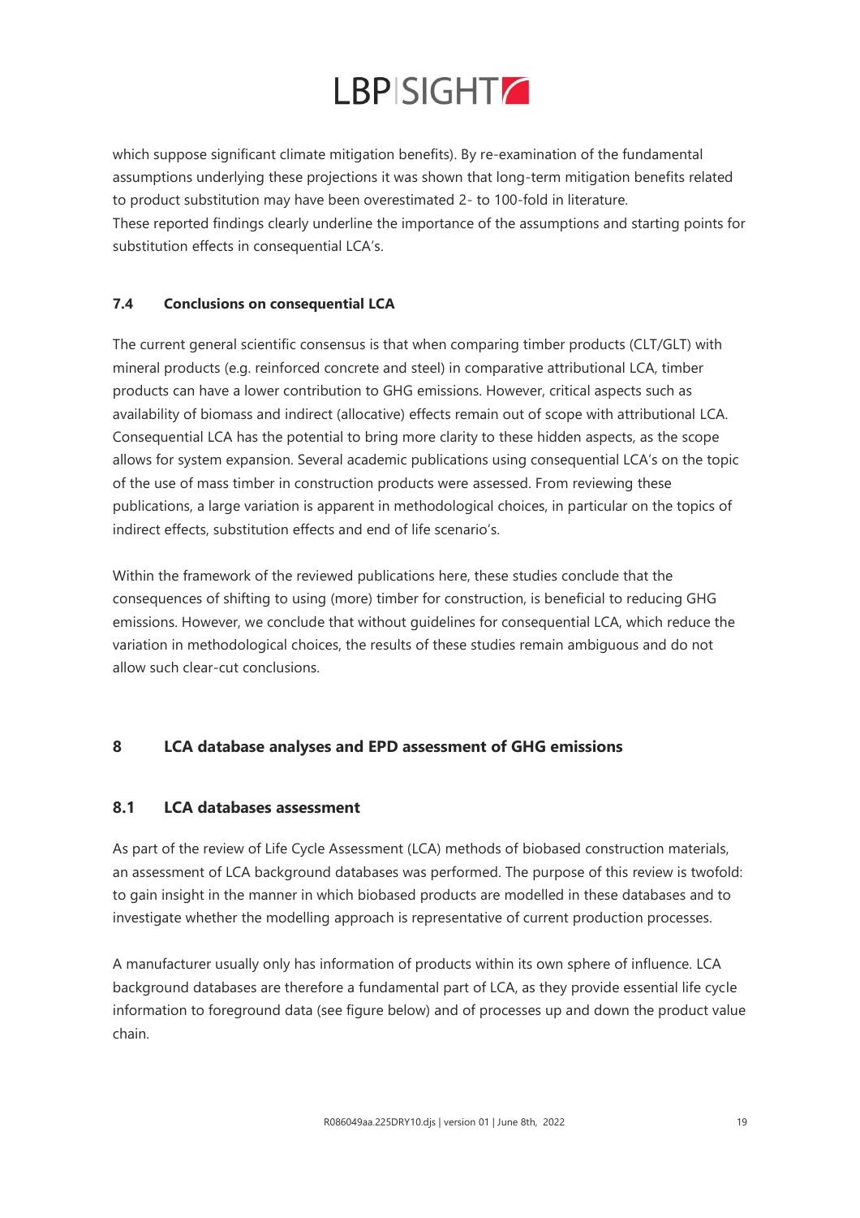which suppose significant climate mitigation benefits). By re-examination of the fundamental assumptions underlying these projections it was shown that long-term mitigation benefits related to product substitution may have been overestimated 2- to 100-fold in literature.
These reported findings clearly underline the importance of the assumptions and starting points for substitution effects in consequential LCA's.

### 7.4 Conclusions on consequential LCA

The current general scientific consensus is that when comparing timber products (CLT/GLT) with mineral products (e.g. reinforced concrete and steel) in comparative attributional LCA, timber products can have a lower contribution to GHG emissions. However, critical aspects such as availability of biomass and indirect (allocative) effects remain out of scope with attributional LCA. Consequential LCA has the potential to bring more clarity to these hidden aspects, as the scope allows for system expansion. Several academic publications using consequential LCA's on the topic of the use of mass timber in construction products were assessed. From reviewing these publications, a large variation is apparent in methodological choices, in particular on the topics of indirect effects, substitution effects and end of life scenario's.

Within the framework of the reviewed publications here, these studies conclude that the consequences of shifting to using (more) timber for construction, is beneficial to reducing GHG emissions. However, we conclude that without guidelines for consequential LCA, which reduce the variation in methodological choices, the results of these studies remain ambiguous and do not allow such clear-cut conclusions.

## 8 LCA database analyses and EPD assessment of GHG emissions

### 8.1 LCA databases assessment

As part of the review of Life Cycle Assessment (LCA) methods of biobased construction materials, an assessment of LCA background databases was performed. The purpose of this review is twofold: to gain insight in the manner in which biobased products are modelled in these databases and to investigate whether the modelling approach is representative of current production processes.

A manufacturer usually only has information of products within its own sphere of influence. LCA background databases are therefore a fundamental part of LCA, as they provide essential life cycle information to foreground data (see figure below) and of processes up and down the product value chain.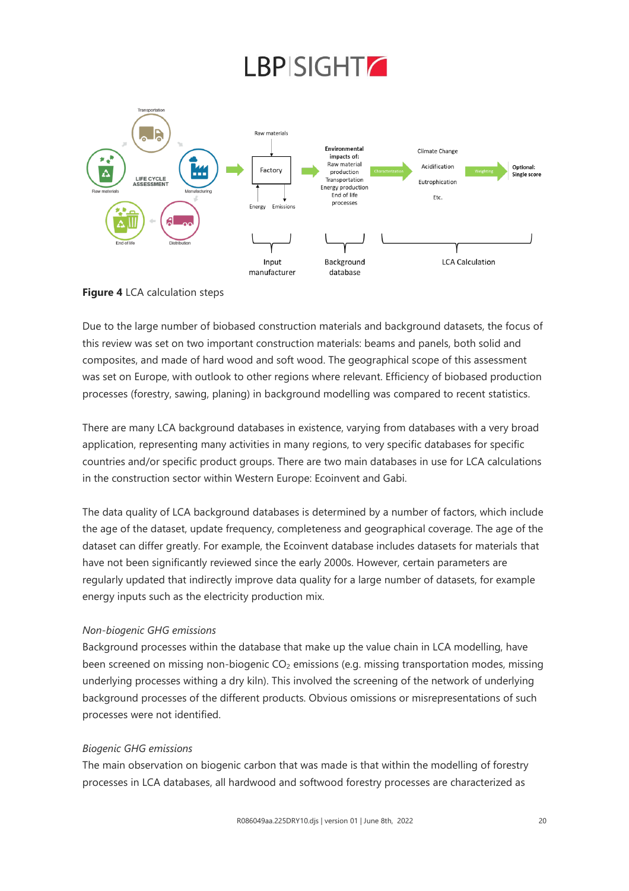**Figure 4** LCA calculation steps

Due to the large number of biobased construction materials and background datasets, the focus of this review was set on two important construction materials: beams and panels, both solid and composites, and made of hard wood and soft wood. The geographical scope of this assessment was set on Europe, with outlook to other regions where relevant. Efficiency of biobased production processes (forestry, sawing, planing) in background modelling was compared to recent statistics.

There are many LCA background databases in existence, varying from databases with a very broad application, representing many activities in many regions, to very specific databases for specific countries and/or specific product groups. There are two main databases in use for LCA calculations in the construction sector within Western Europe: Ecoinvent and Gabi.

The data quality of LCA background databases is determined by a number of factors, which include the age of the dataset, update frequency, completeness and geographical coverage. The age of the dataset can differ greatly. For example, the Ecoinvent database includes datasets for materials that have not been significantly reviewed since the early 2000s. However, certain parameters are regularly updated that indirectly improve data quality for a large number of datasets, for example energy inputs such as the electricity production mix.

*Non-biogenic GHG emissions*

Background processes within the database that make up the value chain in LCA modelling, have been screened on missing non-biogenic $CO_2$ emissions (e.g. missing transportation modes, missing underlying processes withing a dry kiln). This involved the screening of the network of underlying background processes of the different products. Obvious omissions or misrepresentations of such processes were not identified.

*Biogenic GHG emissions*

The main observation on biogenic carbon that was made is that within the modelling of forestry processes in LCA databases, all hardwood and softwood forestry processes are characterized as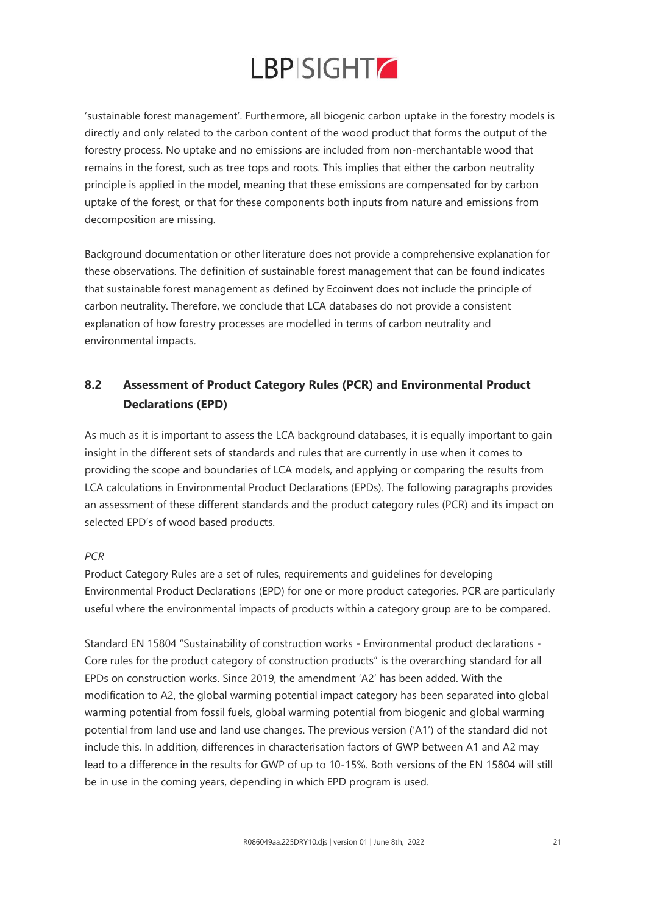'sustainable forest management'. Furthermore, all biogenic carbon uptake in the forestry models is directly and only related to the carbon content of the wood product that forms the output of the forestry process. No uptake and no emissions are included from non-merchantable wood that remains in the forest, such as tree tops and roots. This implies that either the carbon neutrality principle is applied in the model, meaning that these emissions are compensated for by carbon uptake of the forest, or that for these components both inputs from nature and emissions from decomposition are missing.

Background documentation or other literature does not provide a comprehensive explanation for these observations. The definition of sustainable forest management that can be found indicates that sustainable forest management as defined by Ecoinvent does not include the principle of carbon neutrality. Therefore, we conclude that LCA databases do not provide a consistent explanation of how forestry processes are modelled in terms of carbon neutrality and environmental impacts.

## 8.2 Assessment of Product Category Rules (PCR) and Environmental Product Declarations (EPD)

As much as it is important to assess the LCA background databases, it is equally important to gain insight in the different sets of standards and rules that are currently in use when it comes to providing the scope and boundaries of LCA models, and applying or comparing the results from LCA calculations in Environmental Product Declarations (EPDs). The following paragraphs provides an assessment of these different standards and the product category rules (PCR) and its impact on selected EPD's of wood based products.

*PCR*

Product Category Rules are a set of rules, requirements and guidelines for developing Environmental Product Declarations (EPD) for one or more product categories. PCR are particularly useful where the environmental impacts of products within a category group are to be compared.

Standard EN 15804 "Sustainability of construction works - Environmental product declarations - Core rules for the product category of construction products" is the overarching standard for all EPDs on construction works. Since 2019, the amendment 'A2' has been added. With the modification to A2, the global warming potential impact category has been separated into global warming potential from fossil fuels, global warming potential from biogenic and global warming potential from land use and land use changes. The previous version ('A1') of the standard did not include this. In addition, differences in characterisation factors of GWP between A1 and A2 may lead to a difference in the results for GWP of up to 10-15%. Both versions of the EN 15804 will still be in use in the coming years, depending in which EPD program is used.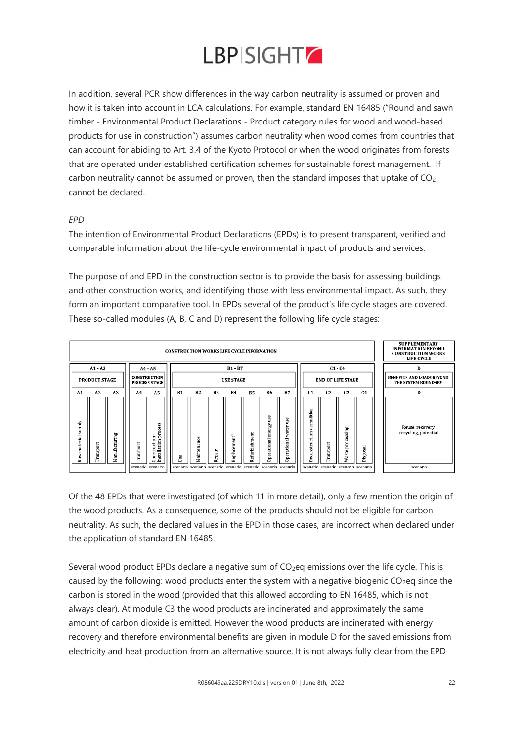In addition, several PCR show differences in the way carbon neutrality is assumed or proven and how it is taken into account in LCA calculations. For example, standard EN 16485 ("Round and sawn timber - Environmental Product Declarations - Product category rules for wood and wood-based products for use in construction") assumes carbon neutrality when wood comes from countries that can account for abiding to Art. 3.4 of the Kyoto Protocol or when the wood originates from forests that are operated under established certification schemes for sustainable forest management. If carbon neutrality cannot be assumed or proven, then the standard imposes that uptake of $CO_2$ cannot be declared.

*EPD*

The intention of Environmental Product Declarations (EPDs) is to present transparent, verified and comparable information about the life-cycle environmental impact of products and services.

The purpose of and EPD in the construction sector is to provide the basis for assessing buildings and other construction works, and identifying those with less environmental impact. As such, they form an important comparative tool. In EPDs several of the product's life cycle stages are covered. These so-called modules (A, B, C and D) represent the following life cycle stages:

| CONSTRUCTION WORKS LIFE CYCLE INFORMATION | | | | | | | | | | | | | | | | | SUPPLEMENTARY INFORMATION BEYOND CONSTRUCTION WORKS LIFE CYCLE |
|---|---|---|---|---|---|---|---|---|---|---|---|---|---|---|---|---|---|
| A1 - A3 | | | A4 - A5 | | B1 - B7 | | | | | | | C1 - C4 | | | | D |
| PRODUCT STAGE | | | CONSTRUCTION PROCESS STAGE | | USE STAGE | | | | | | | END OF LIFE STAGE | | | | BENEFITS AND LOADS BEYOND THE SYSTEM BOUNDARY |
| A1 | A2 | A3 | A4 | A5 | B1 | B2 | B3 | B4 | B5 | B6 | B7 | C1 | C2 | C3 | C4 | D |
| Raw material supply | Transport | Manufacturing | Transport | Construction - installation process | Use | Maintenance | Repair | Replacement[1] | Refurbishment | Operational energy use | Operational water use | Deconstruction demolition | Transport | Waste processing | Disposal | Reuse, recovery, recycling, potential |
| | | | scenario | scenario | scenario | scenario | scenario | scenario | scenario | scenario | scenario | scenario | scenario | scenario | scenario | scenario |

Of the 48 EPDs that were investigated (of which 11 in more detail), only a few mention the origin of the wood products. As a consequence, some of the products should not be eligible for carbon neutrality. As such, the declared values in the EPD in those cases, are incorrect when declared under the application of standard EN 16485.

Several wood product EPDs declare a negative sum of $CO_2$eq emissions over the life cycle. This is caused by the following: wood products enter the system with a negative biogenic $CO_2$eq since the carbon is stored in the wood (provided that this allowed according to EN 16485, which is not always clear). At module C3 the wood products are incinerated and approximately the same amount of carbon dioxide is emitted. However the wood products are incinerated with energy recovery and therefore environmental benefits are given in module D for the saved emissions from electricity and heat production from an alternative source. It is not always fully clear from the EPD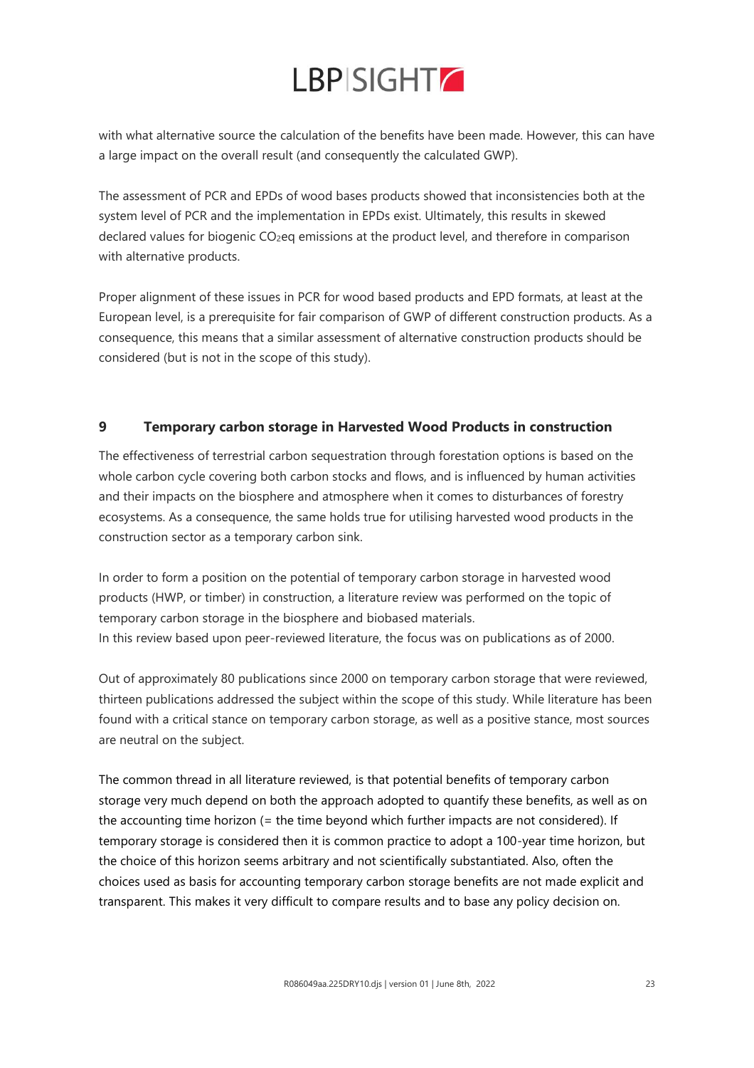with what alternative source the calculation of the benefits have been made. However, this can have a large impact on the overall result (and consequently the calculated GWP).

The assessment of PCR and EPDs of wood bases products showed that inconsistencies both at the system level of PCR and the implementation in EPDs exist. Ultimately, this results in skewed declared values for biogenic $CO_2$eq emissions at the product level, and therefore in comparison with alternative products.

Proper alignment of these issues in PCR for wood based products and EPD formats, at least at the European level, is a prerequisite for fair comparison of GWP of different construction products. As a consequence, this means that a similar assessment of alternative construction products should be considered (but is not in the scope of this study).

## 9 Temporary carbon storage in Harvested Wood Products in construction

The effectiveness of terrestrial carbon sequestration through forestation options is based on the whole carbon cycle covering both carbon stocks and flows, and is influenced by human activities and their impacts on the biosphere and atmosphere when it comes to disturbances of forestry ecosystems. As a consequence, the same holds true for utilising harvested wood products in the construction sector as a temporary carbon sink.

In order to form a position on the potential of temporary carbon storage in harvested wood products (HWP, or timber) in construction, a literature review was performed on the topic of temporary carbon storage in the biosphere and biobased materials.
In this review based upon peer-reviewed literature, the focus was on publications as of 2000.

Out of approximately 80 publications since 2000 on temporary carbon storage that were reviewed, thirteen publications addressed the subject within the scope of this study. While literature has been found with a critical stance on temporary carbon storage, as well as a positive stance, most sources are neutral on the subject.

The common thread in all literature reviewed, is that potential benefits of temporary carbon storage very much depend on both the approach adopted to quantify these benefits, as well as on the accounting time horizon (= the time beyond which further impacts are not considered). If temporary storage is considered then it is common practice to adopt a 100-year time horizon, but the choice of this horizon seems arbitrary and not scientifically substantiated. Also, often the choices used as basis for accounting temporary carbon storage benefits are not made explicit and transparent. This makes it very difficult to compare results and to base any policy decision on.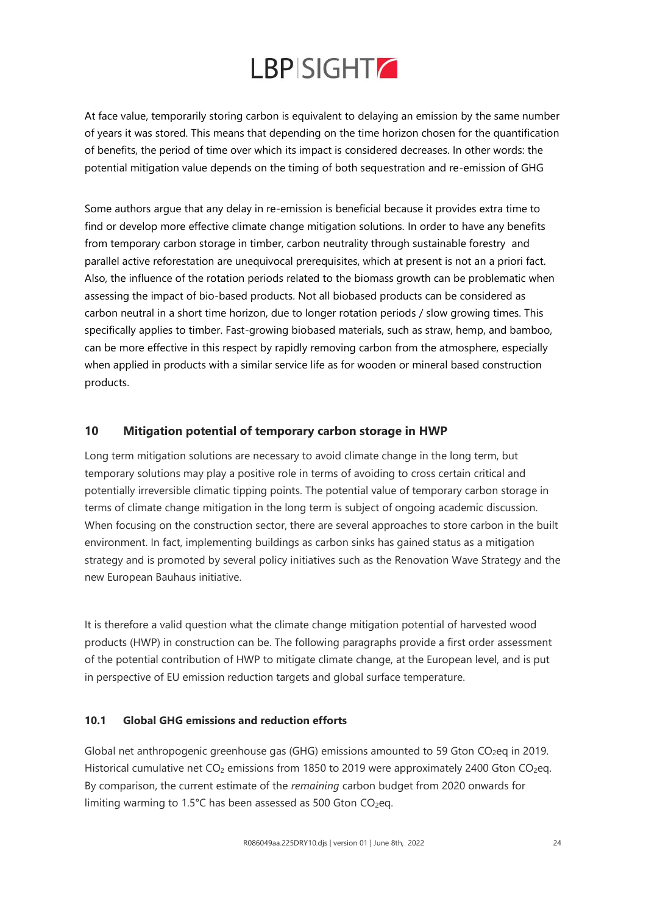At face value, temporarily storing carbon is equivalent to delaying an emission by the same number of years it was stored. This means that depending on the time horizon chosen for the quantification of benefits, the period of time over which its impact is considered decreases. In other words: the potential mitigation value depends on the timing of both sequestration and re-emission of GHG

Some authors argue that any delay in re-emission is beneficial because it provides extra time to find or develop more effective climate change mitigation solutions. In order to have any benefits from temporary carbon storage in timber, carbon neutrality through sustainable forestry and parallel active reforestation are unequivocal prerequisites, which at present is not an a priori fact. Also, the influence of the rotation periods related to the biomass growth can be problematic when assessing the impact of bio-based products. Not all biobased products can be considered as carbon neutral in a short time horizon, due to longer rotation periods / slow growing times. This specifically applies to timber. Fast-growing biobased materials, such as straw, hemp, and bamboo, can be more effective in this respect by rapidly removing carbon from the atmosphere, especially when applied in products with a similar service life as for wooden or mineral based construction products.

## 10 Mitigation potential of temporary carbon storage in HWP

Long term mitigation solutions are necessary to avoid climate change in the long term, but temporary solutions may play a positive role in terms of avoiding to cross certain critical and potentially irreversible climatic tipping points. The potential value of temporary carbon storage in terms of climate change mitigation in the long term is subject of ongoing academic discussion. When focusing on the construction sector, there are several approaches to store carbon in the built environment. In fact, implementing buildings as carbon sinks has gained status as a mitigation strategy and is promoted by several policy initiatives such as the Renovation Wave Strategy and the new European Bauhaus initiative.

It is therefore a valid question what the climate change mitigation potential of harvested wood products (HWP) in construction can be. The following paragraphs provide a first order assessment of the potential contribution of HWP to mitigate climate change, at the European level, and is put in perspective of EU emission reduction targets and global surface temperature.

### 10.1 Global GHG emissions and reduction efforts

Global net anthropogenic greenhouse gas (GHG) emissions amounted to 59 Gton $CO_2$eq in 2019. Historical cumulative net $CO_2$ emissions from 1850 to 2019 were approximately 2400 Gton $CO_2$eq. By comparison, the current estimate of the *remaining* carbon budget from 2020 onwards for limiting warming to 1.5°C has been assessed as 500 Gton $CO_2$eq.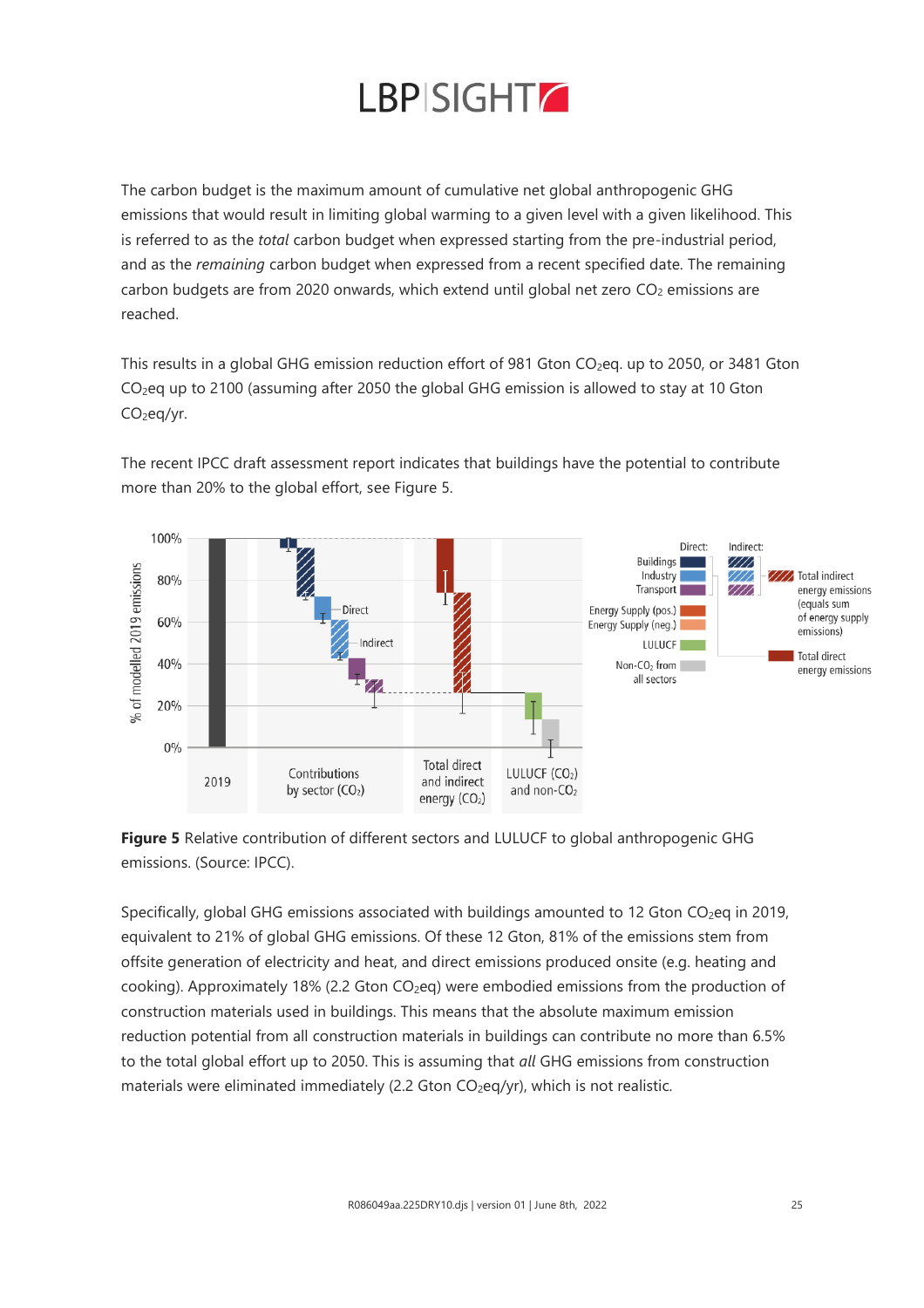The carbon budget is the maximum amount of cumulative net global anthropogenic GHG emissions that would result in limiting global warming to a given level with a given likelihood. This is referred to as the *total* carbon budget when expressed starting from the pre-industrial period, and as the *remaining* carbon budget when expressed from a recent specified date. The remaining carbon budgets are from 2020 onwards, which extend until global net zero $CO_2$ emissions are reached.

This results in a global GHG emission reduction effort of 981 Gton $CO_2$eq. up to 2050, or 3481 Gton $CO_2$eq up to 2100 (assuming after 2050 the global GHG emission is allowed to stay at 10 Gton $CO_2$eq/yr.

The recent IPCC draft assessment report indicates that buildings have the potential to contribute more than 20% to the global effort, see Figure 5.

**Figure 5** Relative contribution of different sectors and LULUCF to global anthropogenic GHG emissions. (Source: IPCC).

Specifically, global GHG emissions associated with buildings amounted to 12 Gton $CO_2$eq in 2019, equivalent to 21% of global GHG emissions. Of these 12 Gton, 81% of the emissions stem from offsite generation of electricity and heat, and direct emissions produced onsite (e.g. heating and cooking). Approximately 18% (2.2 Gton $CO_2$eq) were embodied emissions from the production of construction materials used in buildings. This means that the absolute maximum emission reduction potential from all construction materials in buildings can contribute no more than 6.5% to the total global effort up to 2050. This is assuming that *all* GHG emissions from construction materials were eliminated immediately (2.2 Gton $CO_2$eq/yr), which is not realistic.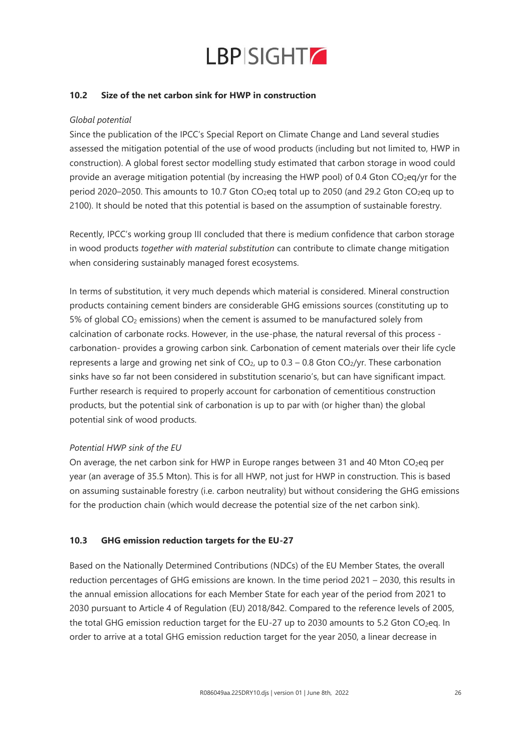### 10.2 Size of the net carbon sink for HWP in construction

*Global potential*

Since the publication of the IPCC's Special Report on Climate Change and Land several studies assessed the mitigation potential of the use of wood products (including but not limited to, HWP in construction). A global forest sector modelling study estimated that carbon storage in wood could provide an average mitigation potential (by increasing the HWP pool) of 0.4 Gton $CO_2$eq/yr for the period 2020–2050. This amounts to 10.7 Gton $CO_2$eq total up to 2050 (and 29.2 Gton $CO_2$eq up to 2100). It should be noted that this potential is based on the assumption of sustainable forestry.

Recently, IPCC's working group III concluded that there is medium confidence that carbon storage in wood products *together with material substitution* can contribute to climate change mitigation when considering sustainably managed forest ecosystems.

In terms of substitution, it very much depends which material is considered. Mineral construction products containing cement binders are considerable GHG emissions sources (constituting up to 5% of global $CO_2$ emissions) when the cement is assumed to be manufactured solely from calcination of carbonate rocks. However, in the use-phase, the natural reversal of this process - carbonation- provides a growing carbon sink. Carbonation of cement materials over their life cycle represents a large and growing net sink of $CO_2$, up to 0.3 – 0.8 Gton $CO_2$/yr. These carbonation sinks have so far not been considered in substitution scenario's, but can have significant impact. Further research is required to properly account for carbonation of cementitious construction products, but the potential sink of carbonation is up to par with (or higher than) the global potential sink of wood products.

*Potential HWP sink of the EU*

On average, the net carbon sink for HWP in Europe ranges between 31 and 40 Mton $CO_2$eq per year (an average of 35.5 Mton). This is for all HWP, not just for HWP in construction. This is based on assuming sustainable forestry (i.e. carbon neutrality) but without considering the GHG emissions for the production chain (which would decrease the potential size of the net carbon sink).

### 10.3 GHG emission reduction targets for the EU-27

Based on the Nationally Determined Contributions (NDCs) of the EU Member States, the overall reduction percentages of GHG emissions are known. In the time period 2021 – 2030, this results in the annual emission allocations for each Member State for each year of the period from 2021 to 2030 pursuant to Article 4 of Regulation (EU) 2018/842. Compared to the reference levels of 2005, the total GHG emission reduction target for the EU-27 up to 2030 amounts to 5.2 Gton $CO_2$eq. In order to arrive at a total GHG emission reduction target for the year 2050, a linear decrease in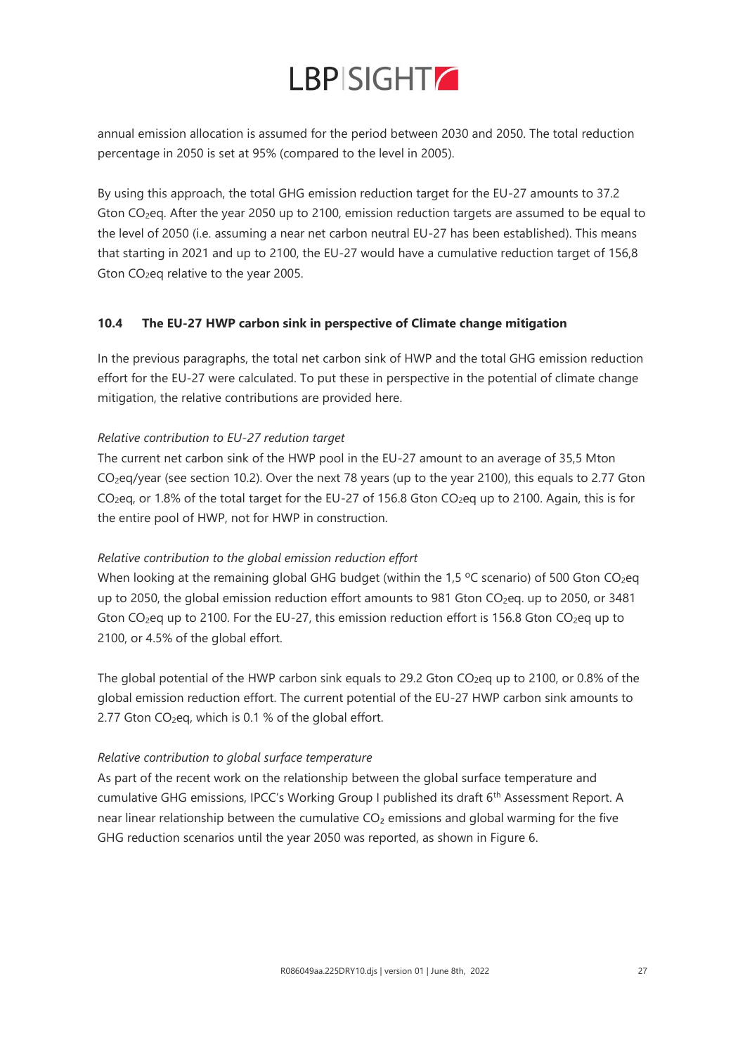annual emission allocation is assumed for the period between 2030 and 2050. The total reduction percentage in 2050 is set at 95% (compared to the level in 2005).

By using this approach, the total GHG emission reduction target for the EU-27 amounts to 37.2 Gton $CO_2$eq. After the year 2050 up to 2100, emission reduction targets are assumed to be equal to the level of 2050 (i.e. assuming a near net carbon neutral EU-27 has been established). This means that starting in 2021 and up to 2100, the EU-27 would have a cumulative reduction target of 156,8 Gton $CO_2$eq relative to the year 2005.

### 10.4 The EU-27 HWP carbon sink in perspective of Climate change mitigation

In the previous paragraphs, the total net carbon sink of HWP and the total GHG emission reduction effort for the EU-27 were calculated. To put these in perspective in the potential of climate change mitigation, the relative contributions are provided here.

*Relative contribution to EU-27 redution target*

The current net carbon sink of the HWP pool in the EU-27 amount to an average of 35,5 Mton $CO_2$eq/year (see section 10.2). Over the next 78 years (up to the year 2100), this equals to 2.77 Gton $CO_2$eq, or 1.8% of the total target for the EU-27 of 156.8 Gton $CO_2$eq up to 2100. Again, this is for the entire pool of HWP, not for HWP in construction.

*Relative contribution to the global emission reduction effort*

When looking at the remaining global GHG budget (within the 1,5 ºC scenario) of 500 Gton $CO_2$eq up to 2050, the global emission reduction effort amounts to 981 Gton $CO_2$eq. up to 2050, or 3481 Gton $CO_2$eq up to 2100. For the EU-27, this emission reduction effort is 156.8 Gton $CO_2$eq up to 2100, or 4.5% of the global effort.

The global potential of the HWP carbon sink equals to 29.2 Gton $CO_2$eq up to 2100, or 0.8% of the global emission reduction effort. The current potential of the EU-27 HWP carbon sink amounts to 2.77 Gton $CO_2$eq, which is 0.1 % of the global effort.

*Relative contribution to global surface temperature*

As part of the recent work on the relationship between the global surface temperature and cumulative GHG emissions, IPCC's Working Group I published its draft 6th Assessment Report. A near linear relationship between the cumulative $CO_2$ emissions and global warming for the five GHG reduction scenarios until the year 2050 was reported, as shown in Figure 6.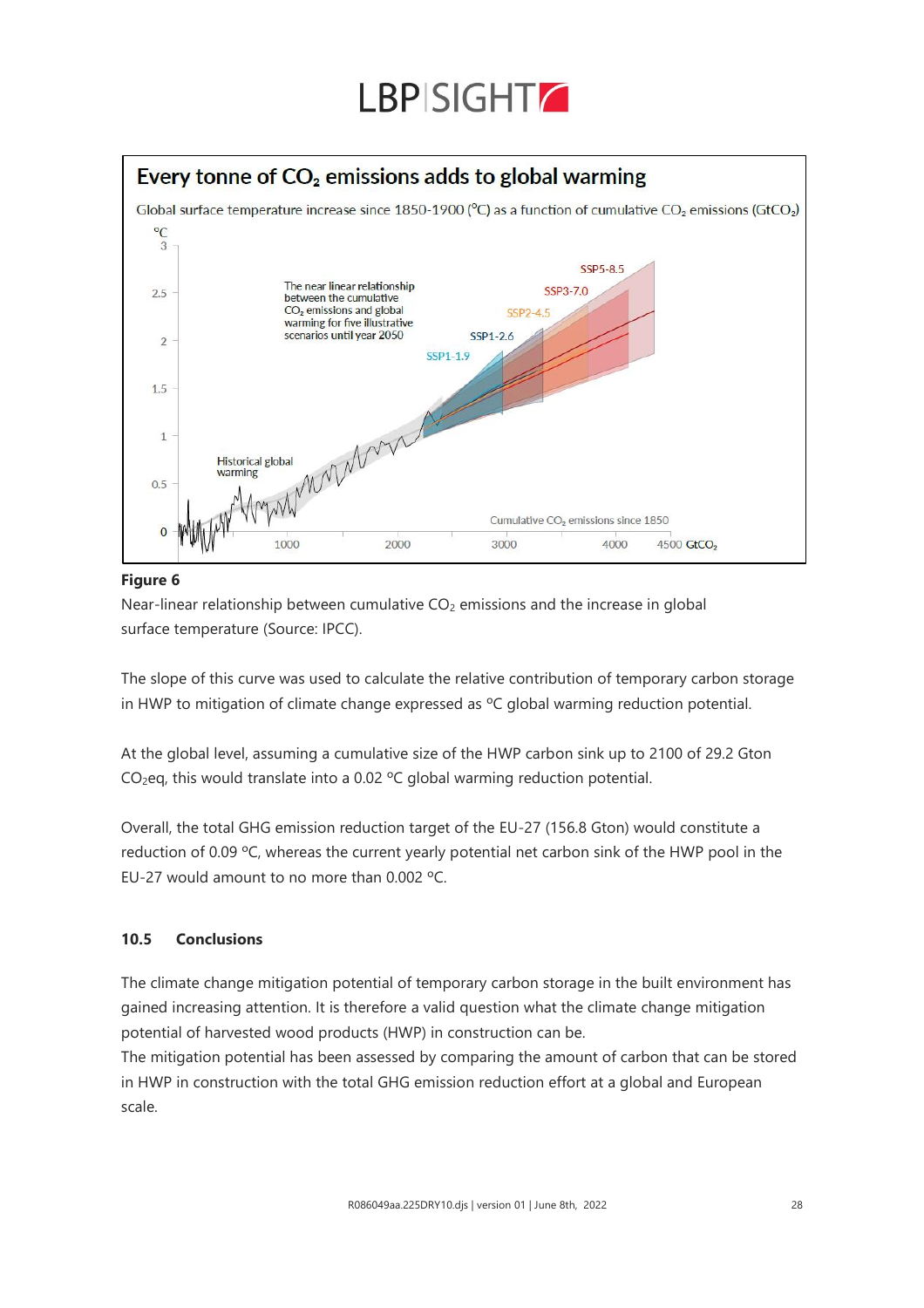**Figure 6**
Near-linear relationship between cumulative $CO_2$ emissions and the increase in global surface temperature (Source: IPCC).

The slope of this curve was used to calculate the relative contribution of temporary carbon storage in HWP to mitigation of climate change expressed as ºC global warming reduction potential.

At the global level, assuming a cumulative size of the HWP carbon sink up to 2100 of 29.2 Gton $CO_2$eq, this would translate into a 0.02 ºC global warming reduction potential.

Overall, the total GHG emission reduction target of the EU-27 (156.8 Gton) would constitute a reduction of 0.09 ºC, whereas the current yearly potential net carbon sink of the HWP pool in the EU-27 would amount to no more than 0.002 ºC.

### 10.5 Conclusions

The climate change mitigation potential of temporary carbon storage in the built environment has gained increasing attention. It is therefore a valid question what the climate change mitigation potential of harvested wood products (HWP) in construction can be.
The mitigation potential has been assessed by comparing the amount of carbon that can be stored in HWP in construction with the total GHG emission reduction effort at a global and European scale.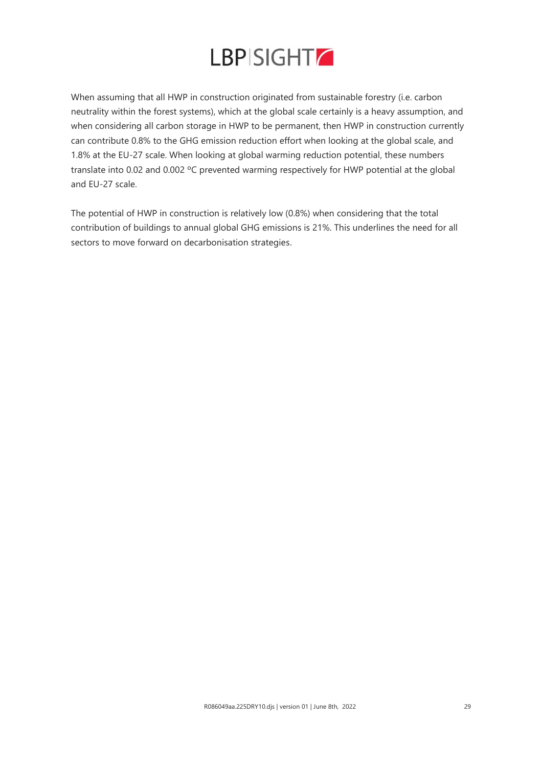When assuming that all HWP in construction originated from sustainable forestry (i.e. carbon neutrality within the forest systems), which at the global scale certainly is a heavy assumption, and when considering all carbon storage in HWP to be permanent, then HWP in construction currently can contribute 0.8% to the GHG emission reduction effort when looking at the global scale, and 1.8% at the EU-27 scale. When looking at global warming reduction potential, these numbers translate into 0.02 and 0.002 ºC prevented warming respectively for HWP potential at the global and EU-27 scale.

The potential of HWP in construction is relatively low (0.8%) when considering that the total contribution of buildings to annual global GHG emissions is 21%. This underlines the need for all sectors to move forward on decarbonisation strategies.